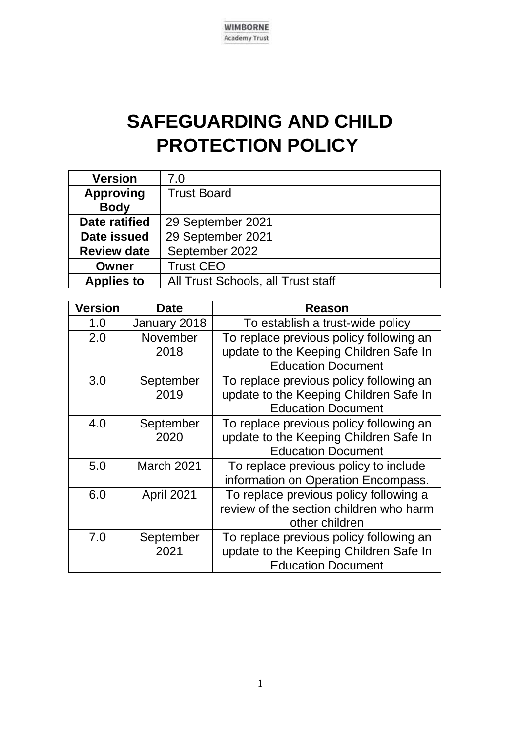WIMBORNE
Academy Trust

# SAFEGUARDING AND CHILD PROTECTION POLICY

| Version | 7.0 |
|---|---|
| Approving Body | Trust Board |
| Date ratified | 29 September 2021 |
| Date issued | 29 September 2021 |
| Review date | September 2022 |
| Owner | Trust CEO |
| Applies to | All Trust Schools, all Trust staff |

| Version | Date | Reason |
|---|---|---|
| 1.0 | January 2018 | To establish a trust-wide policy |
| 2.0 | November 2018 | To replace previous policy following an update to the Keeping Children Safe In Education Document |
| 3.0 | September 2019 | To replace previous policy following an update to the Keeping Children Safe In Education Document |
| 4.0 | September 2020 | To replace previous policy following an update to the Keeping Children Safe In Education Document |
| 5.0 | March 2021 | To replace previous policy to include information on Operation Encompass. |
| 6.0 | April 2021 | To replace previous policy following a review of the section children who harm other children |
| 7.0 | September 2021 | To replace previous policy following an update to the Keeping Children Safe In Education Document |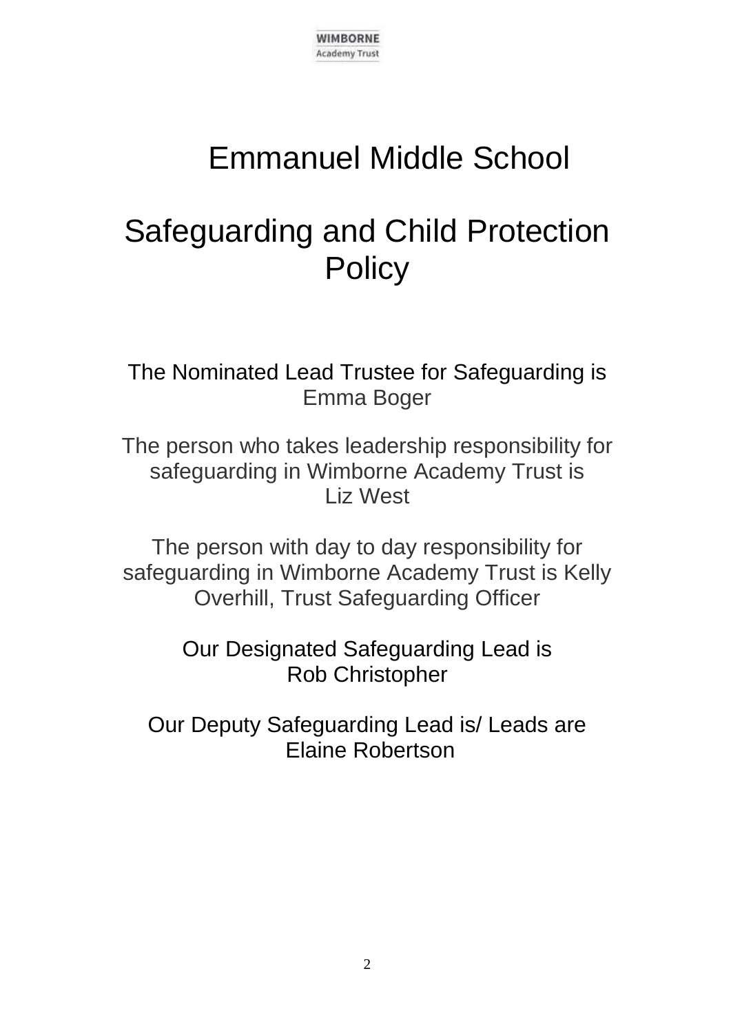WIMBORNE
Academy Trust

# Emmanuel Middle School

# Safeguarding and Child Protection Policy

The Nominated Lead Trustee for Safeguarding is
Emma Boger

The person who takes leadership responsibility for safeguarding in Wimborne Academy Trust is
Liz West

The person with day to day responsibility for safeguarding in Wimborne Academy Trust is Kelly Overhill, Trust Safeguarding Officer

Our Designated Safeguarding Lead is
Rob Christopher

Our Deputy Safeguarding Lead is/ Leads are
Elaine Robertson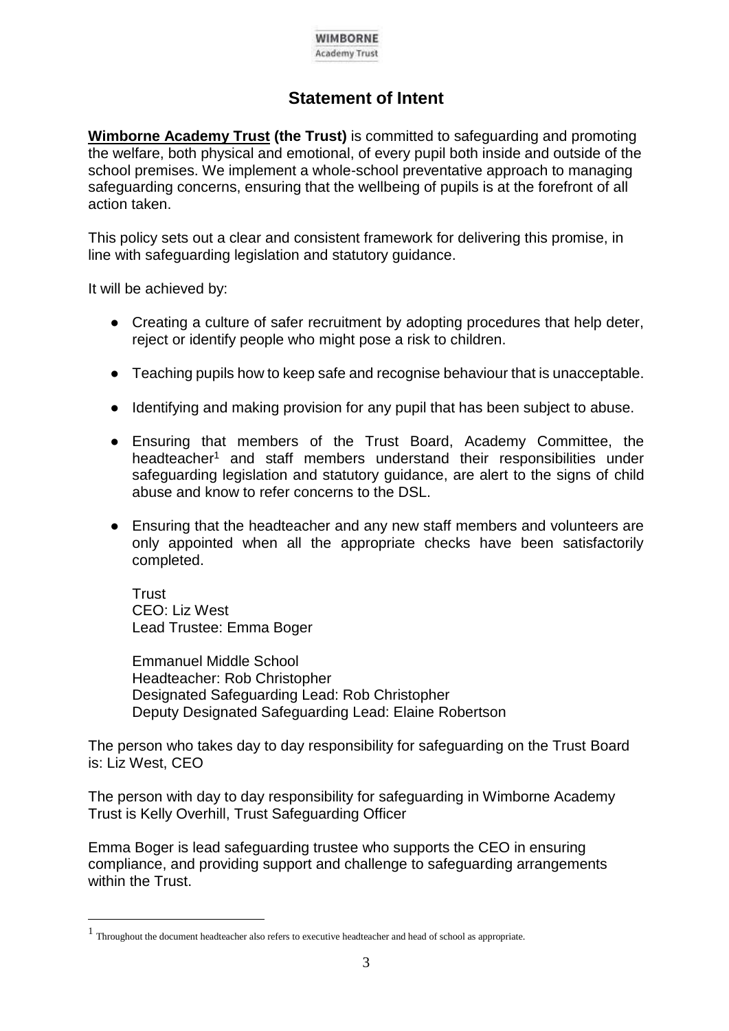# Statement of Intent

**Wimborne Academy Trust (the Trust)** is committed to safeguarding and promoting the welfare, both physical and emotional, of every pupil both inside and outside of the school premises. We implement a whole-school preventative approach to managing safeguarding concerns, ensuring that the wellbeing of pupils is at the forefront of all action taken.

This policy sets out a clear and consistent framework for delivering this promise, in line with safeguarding legislation and statutory guidance.

It will be achieved by:

- Creating a culture of safer recruitment by adopting procedures that help deter, reject or identify people who might pose a risk to children.
- Teaching pupils how to keep safe and recognise behaviour that is unacceptable.
- Identifying and making provision for any pupil that has been subject to abuse.
- Ensuring that members of the Trust Board, Academy Committee, the headteacher[1] and staff members understand their responsibilities under safeguarding legislation and statutory guidance, are alert to the signs of child abuse and know to refer concerns to the DSL.
- Ensuring that the headteacher and any new staff members and volunteers are only appointed when all the appropriate checks have been satisfactorily completed.

Trust
CEO: Liz West
Lead Trustee: Emma Boger

Emmanuel Middle School
Headteacher: Rob Christopher
Designated Safeguarding Lead: Rob Christopher
Deputy Designated Safeguarding Lead: Elaine Robertson

The person who takes day to day responsibility for safeguarding on the Trust Board is: Liz West, CEO

The person with day to day responsibility for safeguarding in Wimborne Academy Trust is Kelly Overhill, Trust Safeguarding Officer

Emma Boger is lead safeguarding trustee who supports the CEO in ensuring compliance, and providing support and challenge to safeguarding arrangements within the Trust.

[1] Throughout the document headteacher also refers to executive headteacher and head of school as appropriate.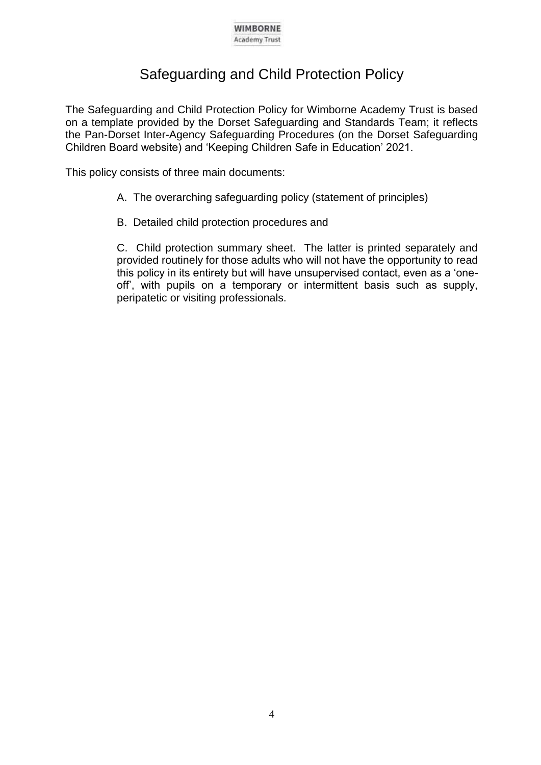# Safeguarding and Child Protection Policy

The Safeguarding and Child Protection Policy for Wimborne Academy Trust is based on a template provided by the Dorset Safeguarding and Standards Team; it reflects the Pan-Dorset Inter-Agency Safeguarding Procedures (on the Dorset Safeguarding Children Board website) and 'Keeping Children Safe in Education' 2021.

This policy consists of three main documents:

A. The overarching safeguarding policy (statement of principles)

B. Detailed child protection procedures and

C. Child protection summary sheet. The latter is printed separately and provided routinely for those adults who will not have the opportunity to read this policy in its entirety but will have unsupervised contact, even as a 'one-off', with pupils on a temporary or intermittent basis such as supply, peripatetic or visiting professionals.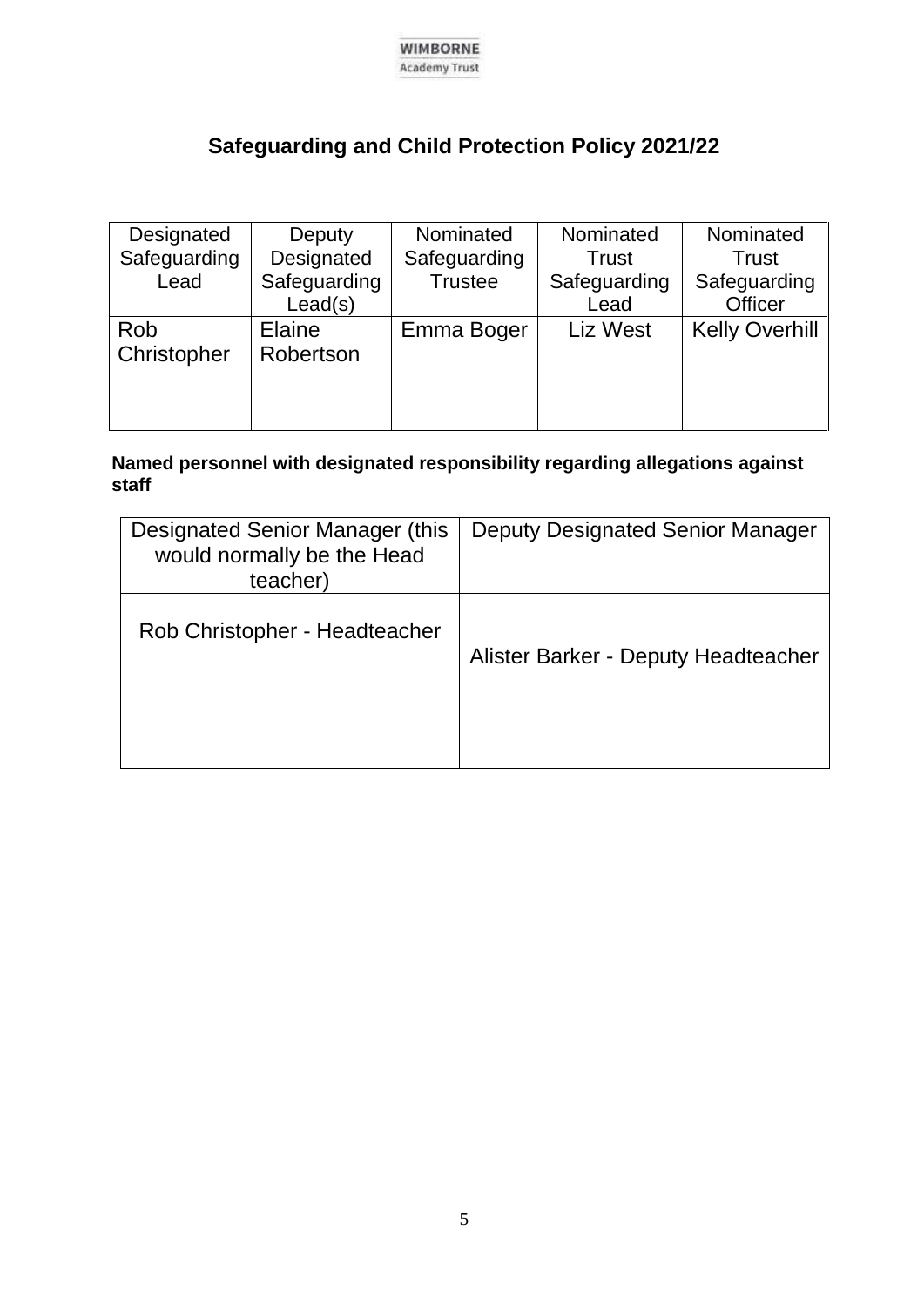# Safeguarding and Child Protection Policy 2021/22

| Designated Safeguarding Lead | Deputy Designated Safeguarding Lead(s) | Nominated Safeguarding Trustee | Nominated Trust Safeguarding Lead | Nominated Trust Safeguarding Officer |
|---|---|---|---|---|
| Rob Christopher | Elaine Robertson | Emma Boger | Liz West | Kelly Overhill |

**Named personnel with designated responsibility regarding allegations against staff**

| Designated Senior Manager (this would normally be the Head teacher) | Deputy Designated Senior Manager |
|---|---|
| Rob Christopher - Headteacher | Alister Barker - Deputy Headteacher |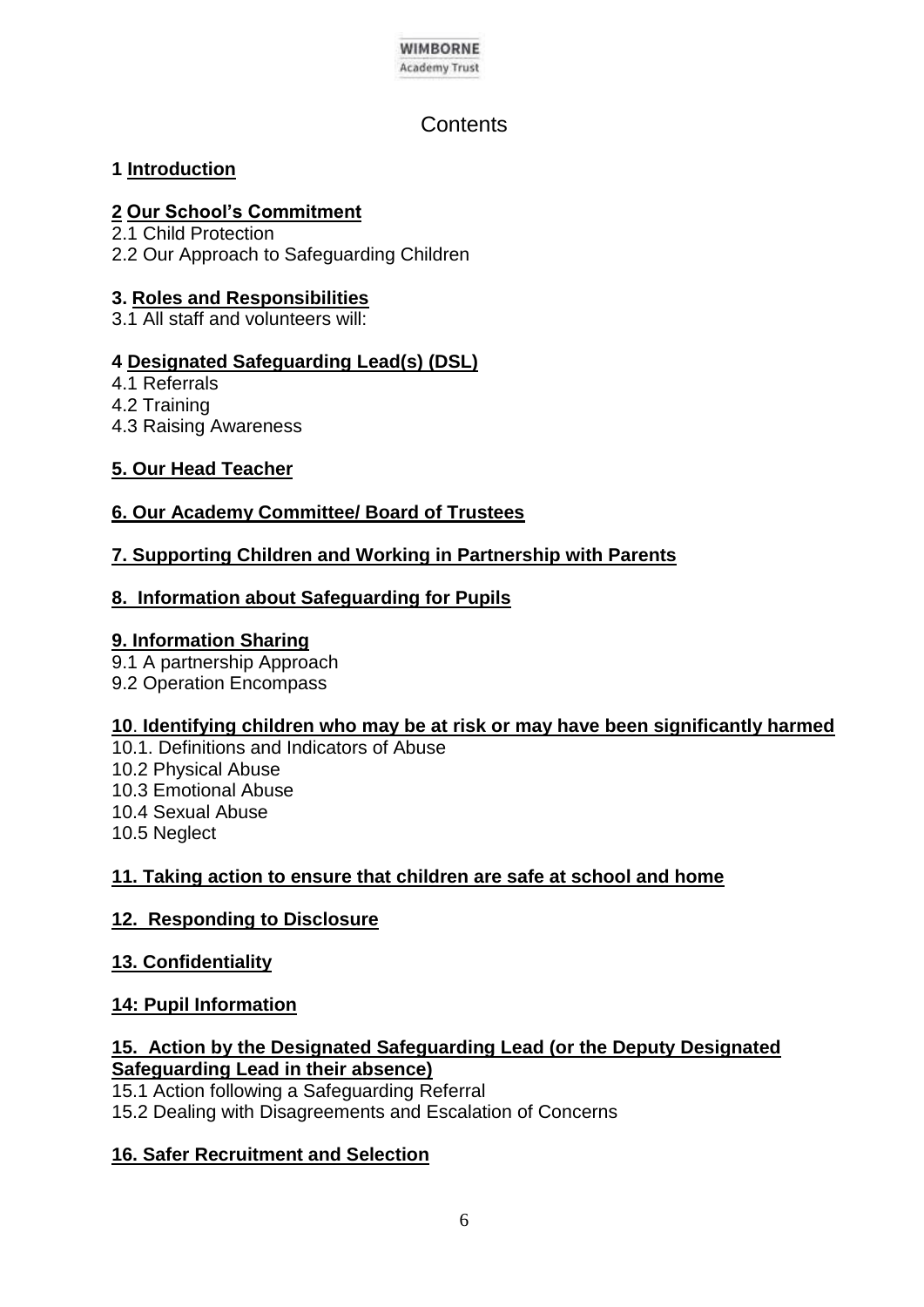WIMBORNE
Academy Trust

# Contents

**1 Introduction**

**2 Our School's Commitment**
2.1 Child Protection
2.2 Our Approach to Safeguarding Children

**3. Roles and Responsibilities**
3.1 All staff and volunteers will:

**4 Designated Safeguarding Lead(s) (DSL)**
4.1 Referrals
4.2 Training
4.3 Raising Awareness

**5. Our Head Teacher**

**6. Our Academy Committee/ Board of Trustees**

**7. Supporting Children and Working in Partnership with Parents**

**8. Information about Safeguarding for Pupils**

**9. Information Sharing**
9.1 A partnership Approach
9.2 Operation Encompass

**10. Identifying children who may be at risk or may have been significantly harmed**
10.1. Definitions and Indicators of Abuse
10.2 Physical Abuse
10.3 Emotional Abuse
10.4 Sexual Abuse
10.5 Neglect

**11. Taking action to ensure that children are safe at school and home**

**12. Responding to Disclosure**

**13. Confidentiality**

**14: Pupil Information**

**15. Action by the Designated Safeguarding Lead (or the Deputy Designated Safeguarding Lead in their absence)**
15.1 Action following a Safeguarding Referral
15.2 Dealing with Disagreements and Escalation of Concerns

**16. Safer Recruitment and Selection**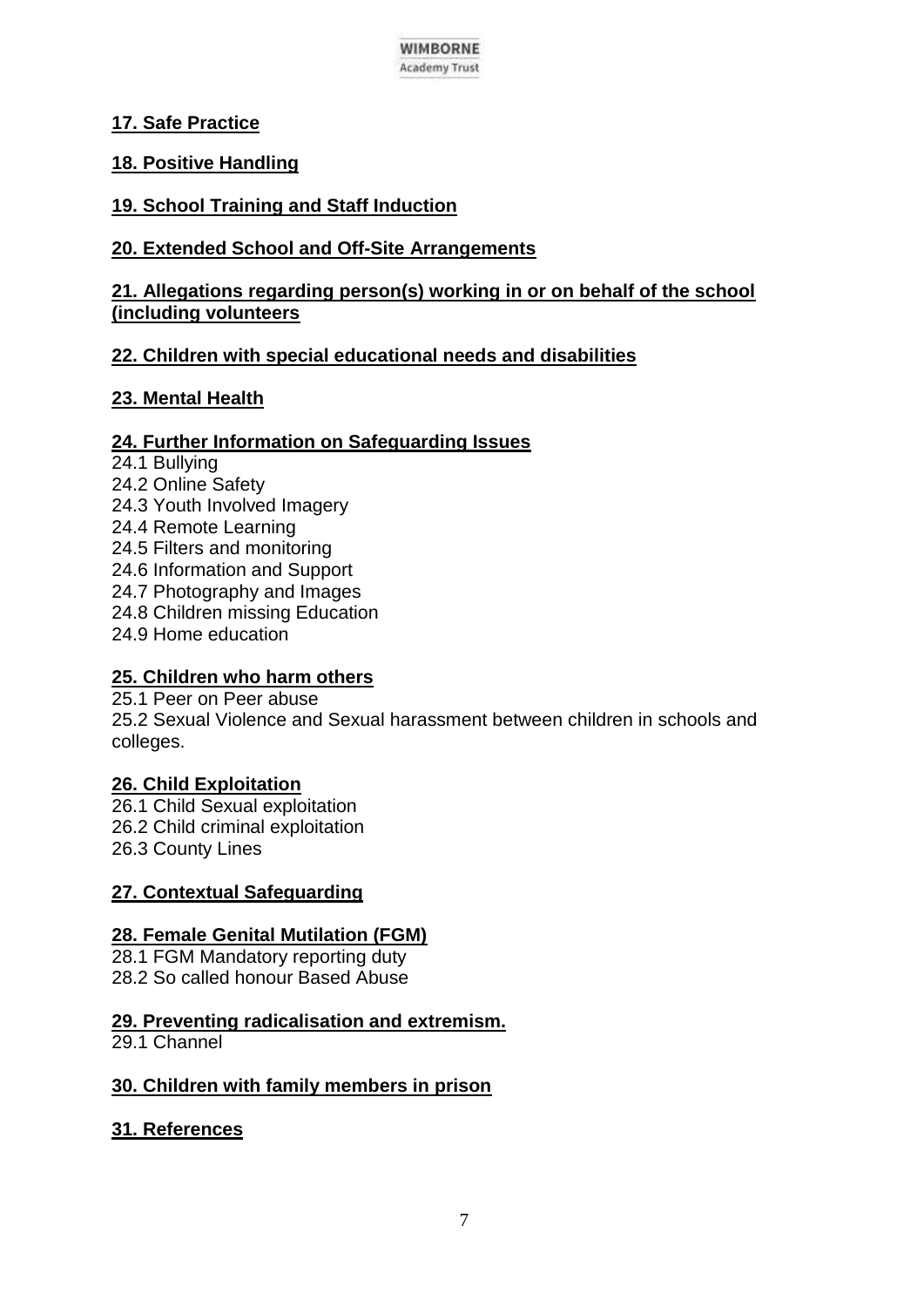**17. Safe Practice**

**18. Positive Handling**

**19. School Training and Staff Induction**

**20. Extended School and Off-Site Arrangements**

**21. Allegations regarding person(s) working in or on behalf of the school (including volunteers**

**22. Children with special educational needs and disabilities**

**23. Mental Health**

**24. Further Information on Safeguarding Issues**

24.1 Bullying
24.2 Online Safety
24.3 Youth Involved Imagery
24.4 Remote Learning
24.5 Filters and monitoring
24.6 Information and Support
24.7 Photography and Images
24.8 Children missing Education
24.9 Home education

**25. Children who harm others**

25.1 Peer on Peer abuse
25.2 Sexual Violence and Sexual harassment between children in schools and colleges.

**26. Child Exploitation**

26.1 Child Sexual exploitation
26.2 Child criminal exploitation
26.3 County Lines

**27. Contextual Safeguarding**

**28. Female Genital Mutilation (FGM)**

28.1 FGM Mandatory reporting duty
28.2 So called honour Based Abuse

**29. Preventing radicalisation and extremism.**

29.1 Channel

**30. Children with family members in prison**

**31. References**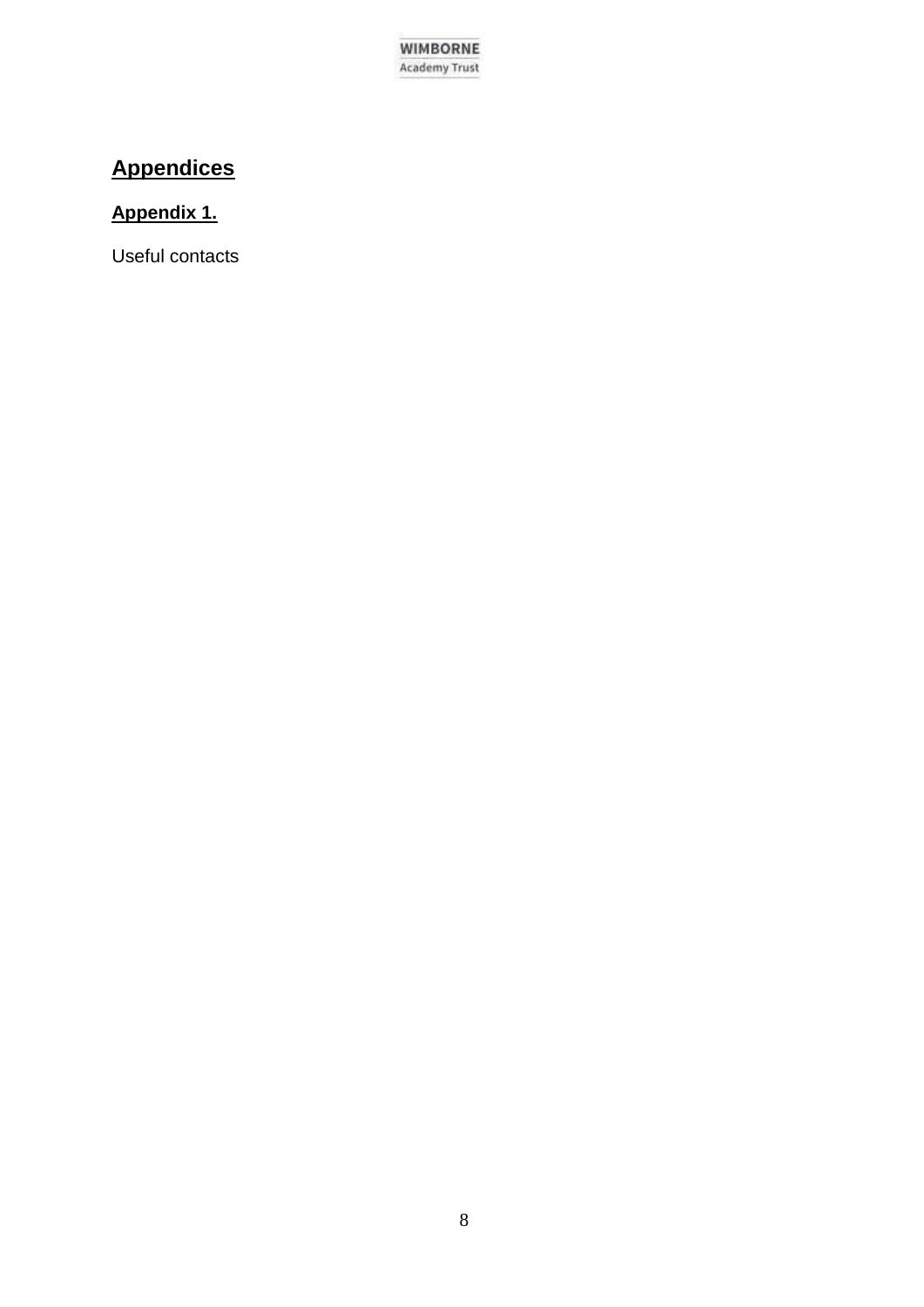## Appendices

### Appendix 1.

Useful contacts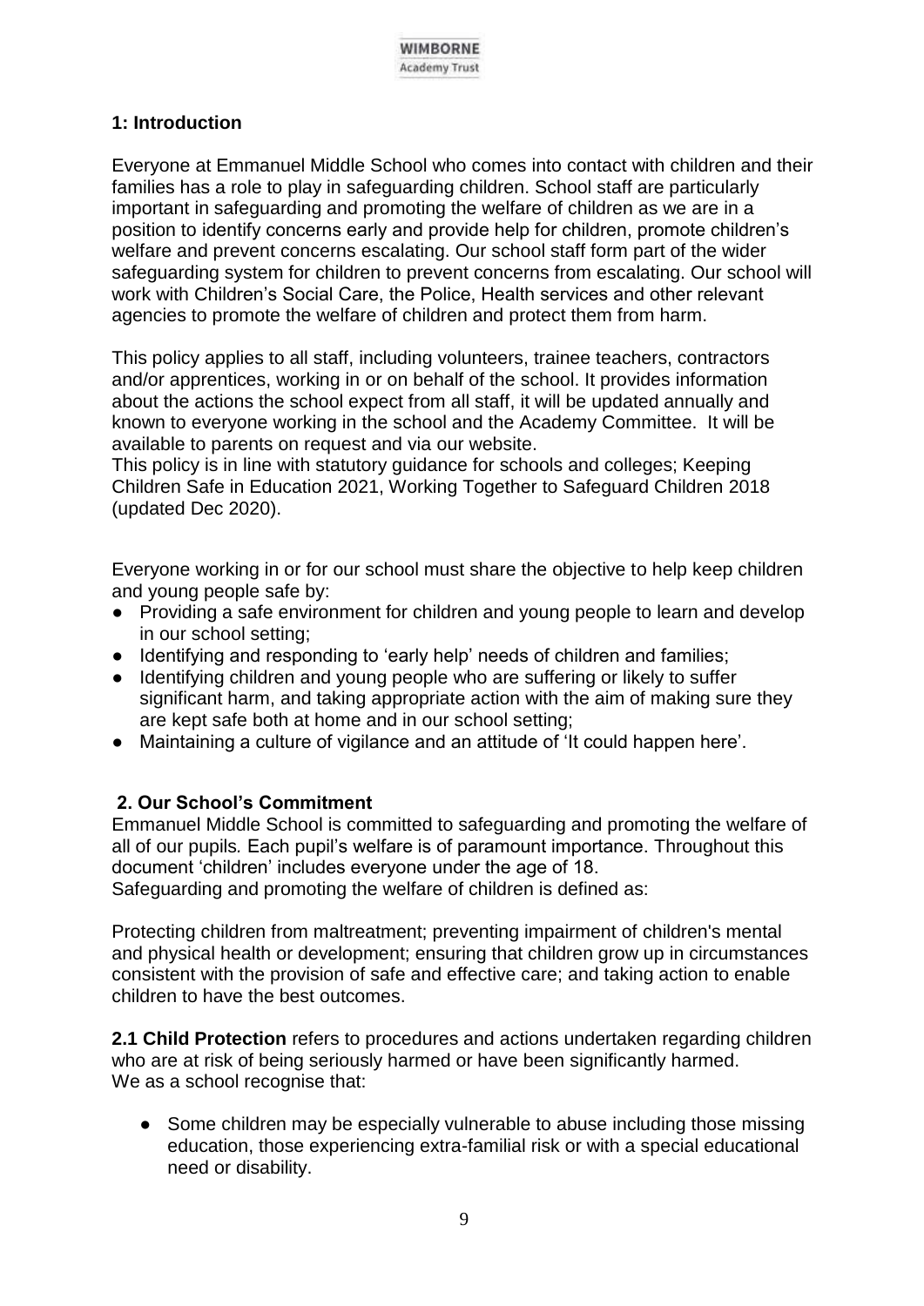## 1: Introduction

Everyone at Emmanuel Middle School who comes into contact with children and their families has a role to play in safeguarding children. School staff are particularly important in safeguarding and promoting the welfare of children as we are in a position to identify concerns early and provide help for children, promote children's welfare and prevent concerns escalating. Our school staff form part of the wider safeguarding system for children to prevent concerns from escalating. Our school will work with Children's Social Care, the Police, Health services and other relevant agencies to promote the welfare of children and protect them from harm.

This policy applies to all staff, including volunteers, trainee teachers, contractors and/or apprentices, working in or on behalf of the school. It provides information about the actions the school expect from all staff, it will be updated annually and known to everyone working in the school and the Academy Committee. It will be available to parents on request and via our website.
This policy is in line with statutory guidance for schools and colleges; Keeping Children Safe in Education 2021, Working Together to Safeguard Children 2018 (updated Dec 2020).

Everyone working in or for our school must share the objective to help keep children and young people safe by:

- Providing a safe environment for children and young people to learn and develop in our school setting;
- Identifying and responding to 'early help' needs of children and families;
- Identifying children and young people who are suffering or likely to suffer significant harm, and taking appropriate action with the aim of making sure they are kept safe both at home and in our school setting;
- Maintaining a culture of vigilance and an attitude of 'It could happen here'.

## 2. Our School's Commitment

Emmanuel Middle School is committed to safeguarding and promoting the welfare of all of our pupils. Each pupil's welfare is of paramount importance. Throughout this document 'children' includes everyone under the age of 18.
Safeguarding and promoting the welfare of children is defined as:

Protecting children from maltreatment; preventing impairment of children's mental and physical health or development; ensuring that children grow up in circumstances consistent with the provision of safe and effective care; and taking action to enable children to have the best outcomes.

**2.1 Child Protection** refers to procedures and actions undertaken regarding children who are at risk of being seriously harmed or have been significantly harmed.
We as a school recognise that:

- Some children may be especially vulnerable to abuse including those missing education, those experiencing extra-familial risk or with a special educational need or disability.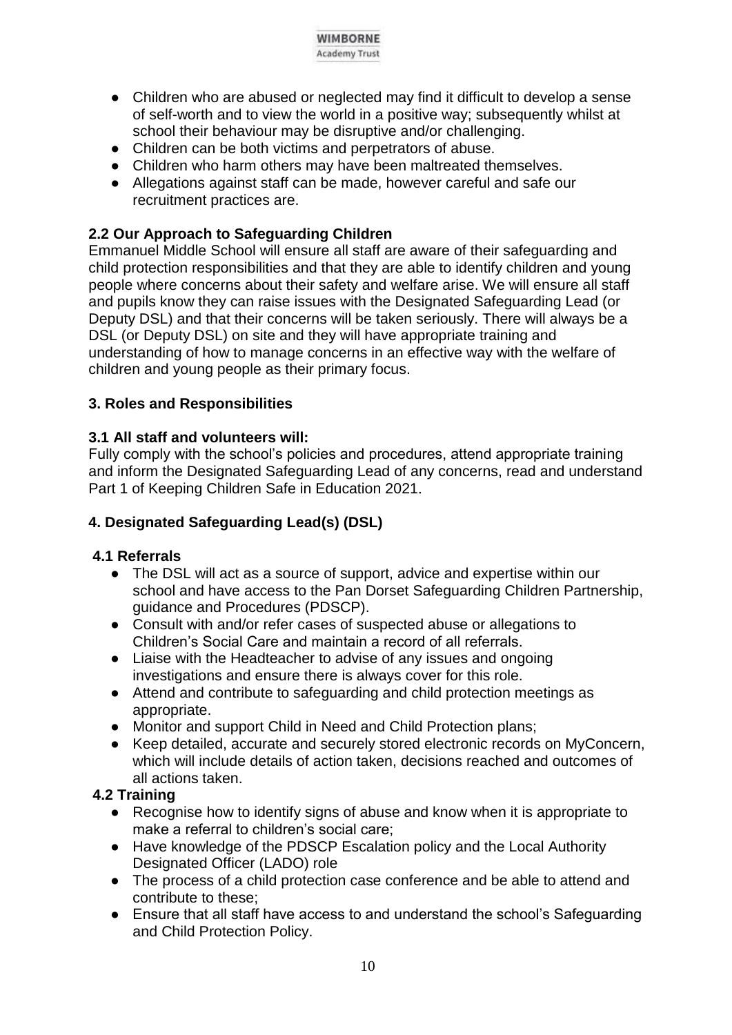- Children who are abused or neglected may find it difficult to develop a sense of self-worth and to view the world in a positive way; subsequently whilst at school their behaviour may be disruptive and/or challenging.
- Children can be both victims and perpetrators of abuse.
- Children who harm others may have been maltreated themselves.
- Allegations against staff can be made, however careful and safe our recruitment practices are.

### 2.2 Our Approach to Safeguarding Children

Emmanuel Middle School will ensure all staff are aware of their safeguarding and child protection responsibilities and that they are able to identify children and young people where concerns about their safety and welfare arise. We will ensure all staff and pupils know they can raise issues with the Designated Safeguarding Lead (or Deputy DSL) and that their concerns will be taken seriously. There will always be a DSL (or Deputy DSL) on site and they will have appropriate training and understanding of how to manage concerns in an effective way with the welfare of children and young people as their primary focus.

## 3. Roles and Responsibilities

### 3.1 All staff and volunteers will:

Fully comply with the school's policies and procedures, attend appropriate training and inform the Designated Safeguarding Lead of any concerns, read and understand Part 1 of Keeping Children Safe in Education 2021.

## 4. Designated Safeguarding Lead(s) (DSL)

### 4.1 Referrals

- The DSL will act as a source of support, advice and expertise within our school and have access to the Pan Dorset Safeguarding Children Partnership, guidance and Procedures (PDSCP).
- Consult with and/or refer cases of suspected abuse or allegations to Children's Social Care and maintain a record of all referrals.
- Liaise with the Headteacher to advise of any issues and ongoing investigations and ensure there is always cover for this role.
- Attend and contribute to safeguarding and child protection meetings as appropriate.
- Monitor and support Child in Need and Child Protection plans;
- Keep detailed, accurate and securely stored electronic records on MyConcern, which will include details of action taken, decisions reached and outcomes of all actions taken.

### 4.2 Training

- Recognise how to identify signs of abuse and know when it is appropriate to make a referral to children's social care;
- Have knowledge of the PDSCP Escalation policy and the Local Authority Designated Officer (LADO) role
- The process of a child protection case conference and be able to attend and contribute to these;
- Ensure that all staff have access to and understand the school's Safeguarding and Child Protection Policy.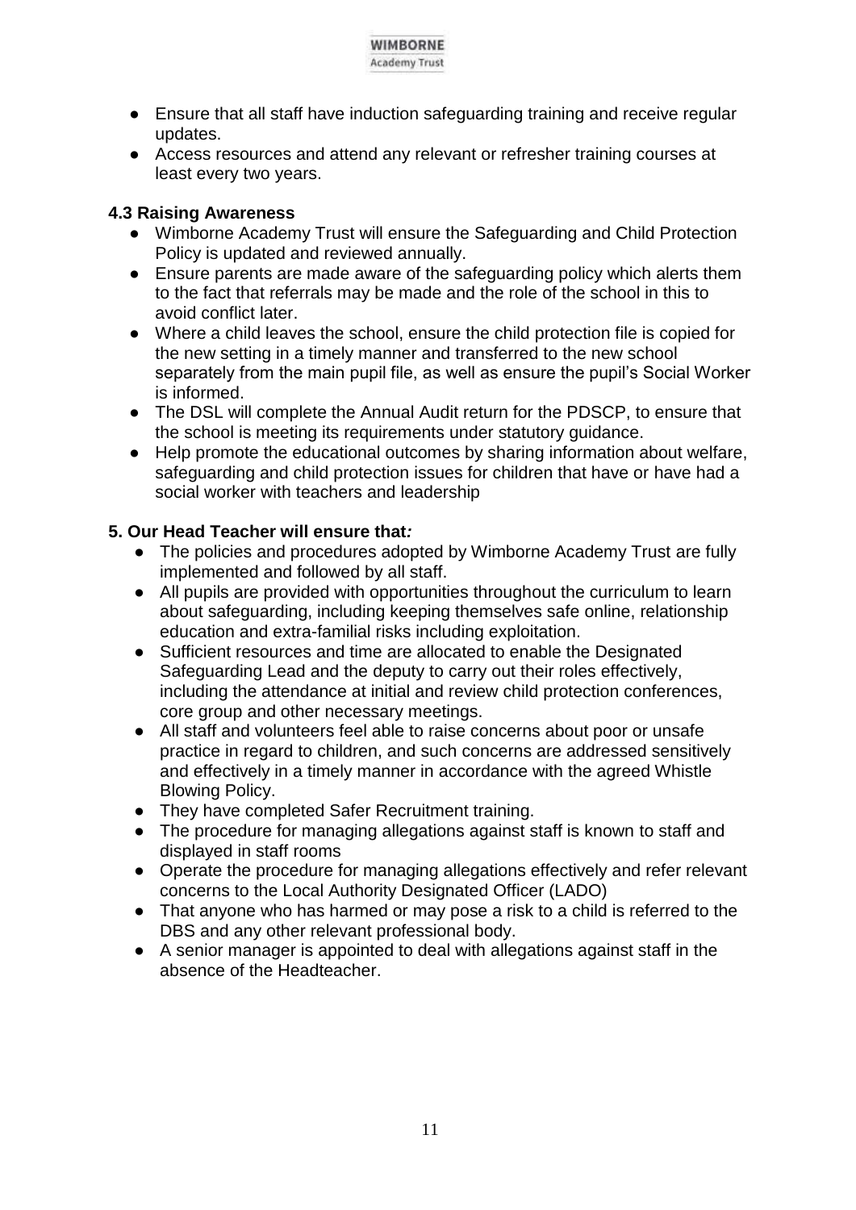- Ensure that all staff have induction safeguarding training and receive regular updates.
- Access resources and attend any relevant or refresher training courses at least every two years.

**4.3 Raising Awareness**

- Wimborne Academy Trust will ensure the Safeguarding and Child Protection Policy is updated and reviewed annually.
- Ensure parents are made aware of the safeguarding policy which alerts them to the fact that referrals may be made and the role of the school in this to avoid conflict later.
- Where a child leaves the school, ensure the child protection file is copied for the new setting in a timely manner and transferred to the new school separately from the main pupil file, as well as ensure the pupil's Social Worker is informed.
- The DSL will complete the Annual Audit return for the PDSCP, to ensure that the school is meeting its requirements under statutory guidance.
- Help promote the educational outcomes by sharing information about welfare, safeguarding and child protection issues for children that have or have had a social worker with teachers and leadership

**5. Our Head Teacher will ensure that*:***

- The policies and procedures adopted by Wimborne Academy Trust are fully implemented and followed by all staff.
- All pupils are provided with opportunities throughout the curriculum to learn about safeguarding, including keeping themselves safe online, relationship education and extra-familial risks including exploitation.
- Sufficient resources and time are allocated to enable the Designated Safeguarding Lead and the deputy to carry out their roles effectively, including the attendance at initial and review child protection conferences, core group and other necessary meetings.
- All staff and volunteers feel able to raise concerns about poor or unsafe practice in regard to children, and such concerns are addressed sensitively and effectively in a timely manner in accordance with the agreed Whistle Blowing Policy.
- They have completed Safer Recruitment training.
- The procedure for managing allegations against staff is known to staff and displayed in staff rooms
- Operate the procedure for managing allegations effectively and refer relevant concerns to the Local Authority Designated Officer (LADO)
- That anyone who has harmed or may pose a risk to a child is referred to the DBS and any other relevant professional body.
- A senior manager is appointed to deal with allegations against staff in the absence of the Headteacher.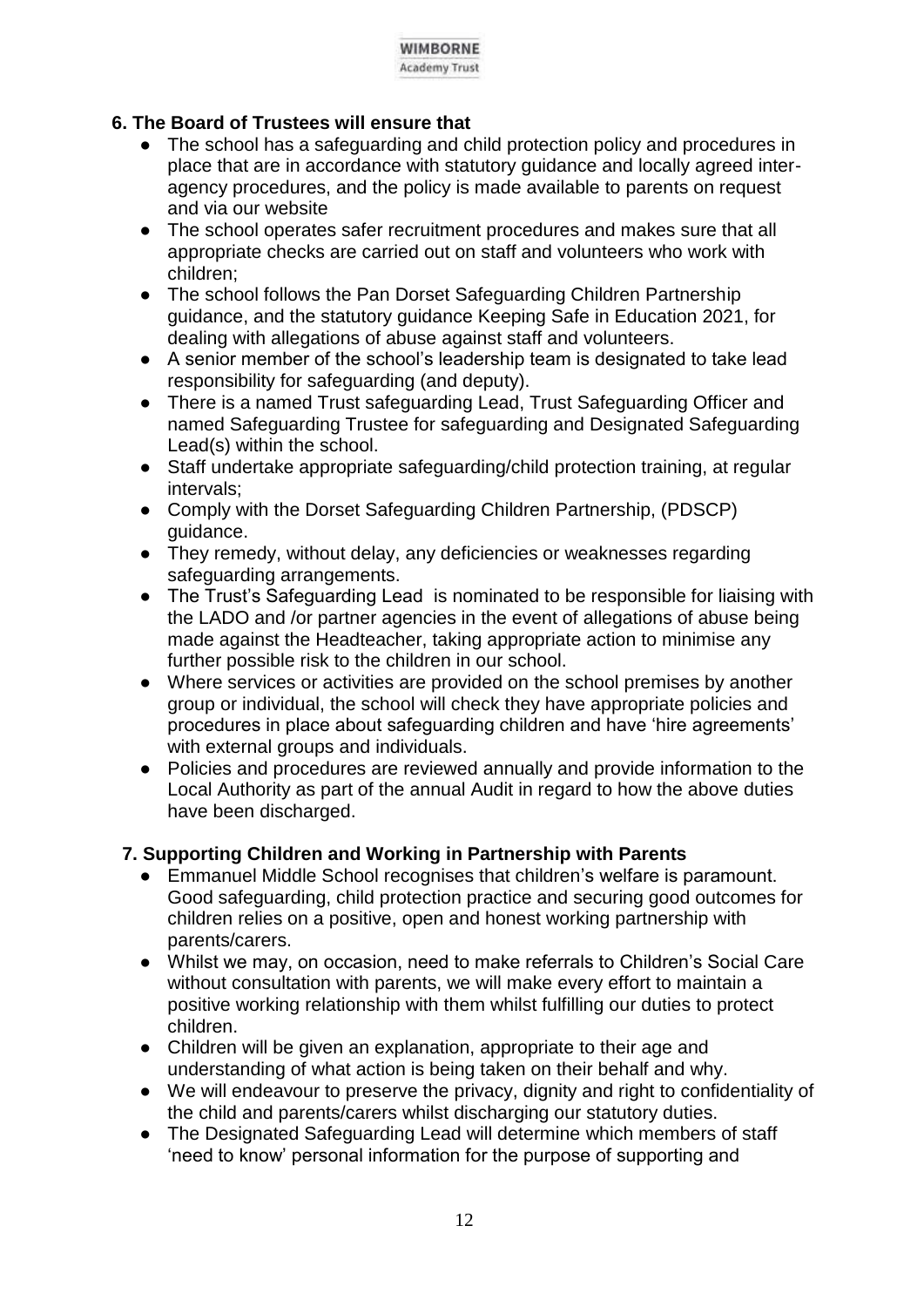## 6. The Board of Trustees will ensure that

- The school has a safeguarding and child protection policy and procedures in place that are in accordance with statutory guidance and locally agreed inter-agency procedures, and the policy is made available to parents on request and via our website
- The school operates safer recruitment procedures and makes sure that all appropriate checks are carried out on staff and volunteers who work with children;
- The school follows the Pan Dorset Safeguarding Children Partnership guidance, and the statutory guidance Keeping Safe in Education 2021, for dealing with allegations of abuse against staff and volunteers.
- A senior member of the school's leadership team is designated to take lead responsibility for safeguarding (and deputy).
- There is a named Trust safeguarding Lead, Trust Safeguarding Officer and named Safeguarding Trustee for safeguarding and Designated Safeguarding Lead(s) within the school.
- Staff undertake appropriate safeguarding/child protection training, at regular intervals;
- Comply with the Dorset Safeguarding Children Partnership, (PDSCP) guidance.
- They remedy, without delay, any deficiencies or weaknesses regarding safeguarding arrangements.
- The Trust's Safeguarding Lead is nominated to be responsible for liaising with the LADO and /or partner agencies in the event of allegations of abuse being made against the Headteacher, taking appropriate action to minimise any further possible risk to the children in our school.
- Where services or activities are provided on the school premises by another group or individual, the school will check they have appropriate policies and procedures in place about safeguarding children and have 'hire agreements' with external groups and individuals.
- Policies and procedures are reviewed annually and provide information to the Local Authority as part of the annual Audit in regard to how the above duties have been discharged.

## 7. Supporting Children and Working in Partnership with Parents

- Emmanuel Middle School recognises that children's welfare is paramount. Good safeguarding, child protection practice and securing good outcomes for children relies on a positive, open and honest working partnership with parents/carers.
- Whilst we may, on occasion, need to make referrals to Children's Social Care without consultation with parents, we will make every effort to maintain a positive working relationship with them whilst fulfilling our duties to protect children.
- Children will be given an explanation, appropriate to their age and understanding of what action is being taken on their behalf and why.
- We will endeavour to preserve the privacy, dignity and right to confidentiality of the child and parents/carers whilst discharging our statutory duties.
- The Designated Safeguarding Lead will determine which members of staff 'need to know' personal information for the purpose of supporting and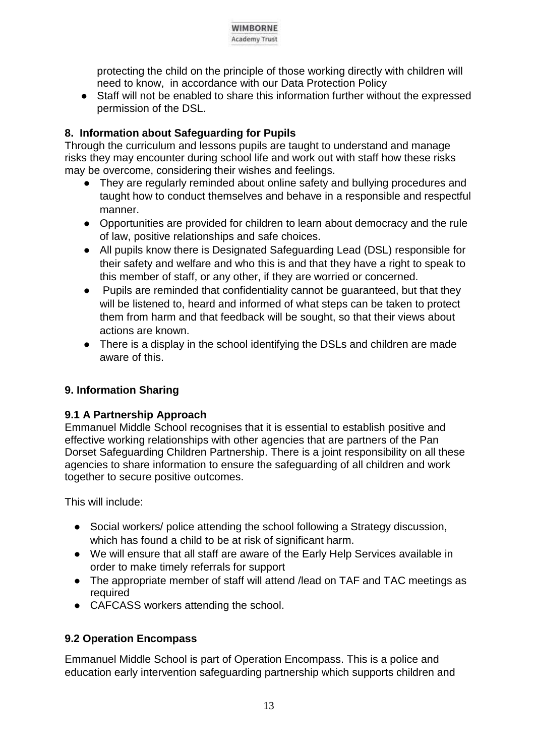protecting the child on the principle of those working directly with children will need to know,  in accordance with our Data Protection Policy

- Staff will not be enabled to share this information further without the expressed permission of the DSL.

## 8. Information about Safeguarding for Pupils

Through the curriculum and lessons pupils are taught to understand and manage risks they may encounter during school life and work out with staff how these risks may be overcome, considering their wishes and feelings.

- They are regularly reminded about online safety and bullying procedures and taught how to conduct themselves and behave in a responsible and respectful manner.
- Opportunities are provided for children to learn about democracy and the rule of law, positive relationships and safe choices.
- All pupils know there is Designated Safeguarding Lead (DSL) responsible for their safety and welfare and who this is and that they have a right to speak to this member of staff, or any other, if they are worried or concerned.
- Pupils are reminded that confidentiality cannot be guaranteed, but that they will be listened to, heard and informed of what steps can be taken to protect them from harm and that feedback will be sought, so that their views about actions are known.
- There is a display in the school identifying the DSLs and children are made aware of this.

## 9. Information Sharing

### 9.1 A Partnership Approach

Emmanuel Middle School recognises that it is essential to establish positive and effective working relationships with other agencies that are partners of the Pan Dorset Safeguarding Children Partnership. There is a joint responsibility on all these agencies to share information to ensure the safeguarding of all children and work together to secure positive outcomes.

This will include:

- Social workers/ police attending the school following a Strategy discussion, which has found a child to be at risk of significant harm.
- We will ensure that all staff are aware of the Early Help Services available in order to make timely referrals for support
- The appropriate member of staff will attend /lead on TAF and TAC meetings as required
- CAFCASS workers attending the school.

### 9.2 Operation Encompass

Emmanuel Middle School is part of Operation Encompass. This is a police and education early intervention safeguarding partnership which supports children and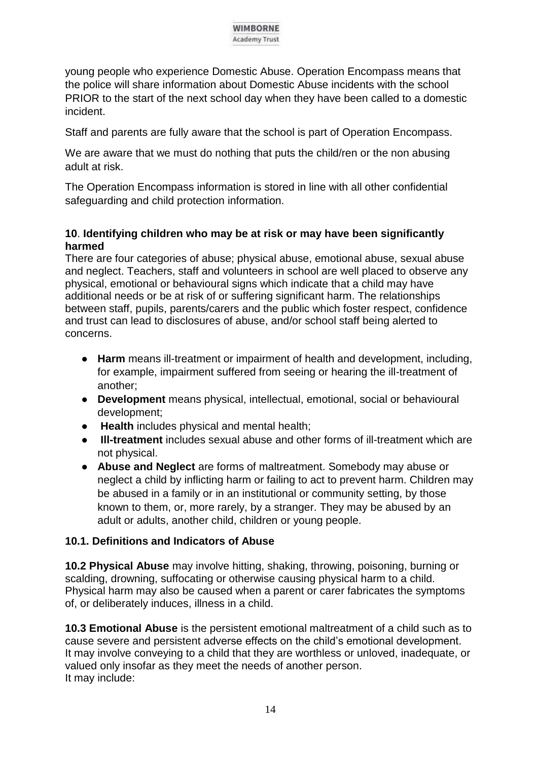young people who experience Domestic Abuse. Operation Encompass means that the police will share information about Domestic Abuse incidents with the school PRIOR to the start of the next school day when they have been called to a domestic incident.

Staff and parents are fully aware that the school is part of Operation Encompass.

We are aware that we must do nothing that puts the child/ren or the non abusing adult at risk.

The Operation Encompass information is stored in line with all other confidential safeguarding and child protection information.

## 10. Identifying children who may be at risk or may have been significantly harmed

There are four categories of abuse; physical abuse, emotional abuse, sexual abuse and neglect. Teachers, staff and volunteers in school are well placed to observe any physical, emotional or behavioural signs which indicate that a child may have additional needs or be at risk of or suffering significant harm. The relationships between staff, pupils, parents/carers and the public which foster respect, confidence and trust can lead to disclosures of abuse, and/or school staff being alerted to concerns.

- **Harm** means ill-treatment or impairment of health and development, including, for example, impairment suffered from seeing or hearing the ill-treatment of another;
- **Development** means physical, intellectual, emotional, social or behavioural development;
- **Health** includes physical and mental health;
- **Ill-treatment** includes sexual abuse and other forms of ill-treatment which are not physical.
- **Abuse and Neglect** are forms of maltreatment. Somebody may abuse or neglect a child by inflicting harm or failing to act to prevent harm. Children may be abused in a family or in an institutional or community setting, by those known to them, or, more rarely, by a stranger. They may be abused by an adult or adults, another child, children or young people.

### 10.1. Definitions and Indicators of Abuse

**10.2 Physical Abuse** may involve hitting, shaking, throwing, poisoning, burning or scalding, drowning, suffocating or otherwise causing physical harm to a child. Physical harm may also be caused when a parent or carer fabricates the symptoms of, or deliberately induces, illness in a child.

**10.3 Emotional Abuse** is the persistent emotional maltreatment of a child such as to cause severe and persistent adverse effects on the child's emotional development. It may involve conveying to a child that they are worthless or unloved, inadequate, or valued only insofar as they meet the needs of another person.
It may include: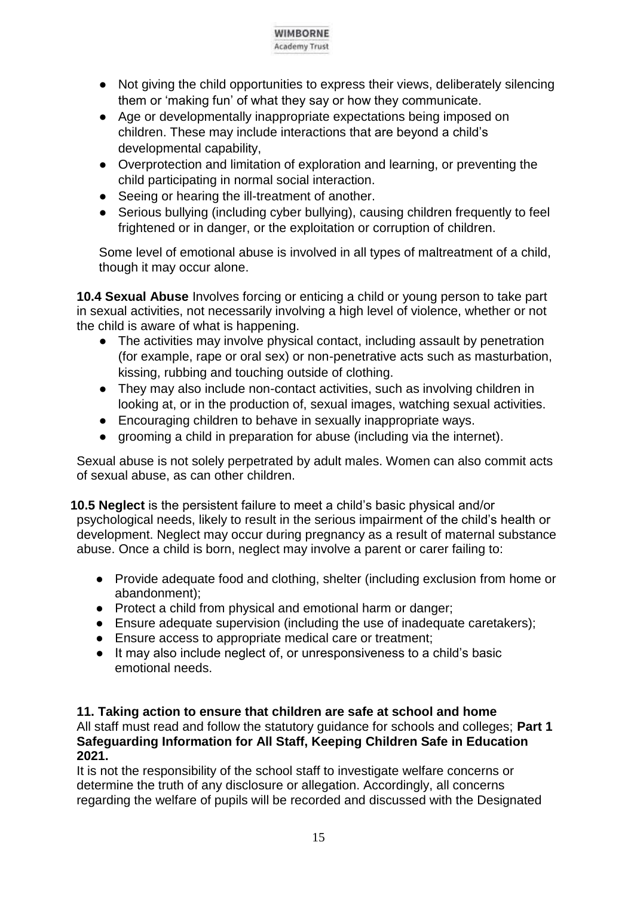- Not giving the child opportunities to express their views, deliberately silencing them or 'making fun' of what they say or how they communicate.
- Age or developmentally inappropriate expectations being imposed on children. These may include interactions that are beyond a child's developmental capability,
- Overprotection and limitation of exploration and learning, or preventing the child participating in normal social interaction.
- Seeing or hearing the ill-treatment of another.
- Serious bullying (including cyber bullying), causing children frequently to feel frightened or in danger, or the exploitation or corruption of children.

Some level of emotional abuse is involved in all types of maltreatment of a child, though it may occur alone.

**10.4 Sexual Abuse** Involves forcing or enticing a child or young person to take part in sexual activities, not necessarily involving a high level of violence, whether or not the child is aware of what is happening.

- The activities may involve physical contact, including assault by penetration (for example, rape or oral sex) or non-penetrative acts such as masturbation, kissing, rubbing and touching outside of clothing.
- They may also include non-contact activities, such as involving children in looking at, or in the production of, sexual images, watching sexual activities.
- Encouraging children to behave in sexually inappropriate ways.
- grooming a child in preparation for abuse (including via the internet).

Sexual abuse is not solely perpetrated by adult males. Women can also commit acts of sexual abuse, as can other children.

**10.5 Neglect** is the persistent failure to meet a child's basic physical and/or psychological needs, likely to result in the serious impairment of the child's health or development. Neglect may occur during pregnancy as a result of maternal substance abuse. Once a child is born, neglect may involve a parent or carer failing to:

- Provide adequate food and clothing, shelter (including exclusion from home or abandonment);
- Protect a child from physical and emotional harm or danger;
- Ensure adequate supervision (including the use of inadequate caretakers);
- Ensure access to appropriate medical care or treatment;
- It may also include neglect of, or unresponsiveness to a child's basic emotional needs.

## 11. Taking action to ensure that children are safe at school and home

All staff must read and follow the statutory guidance for schools and colleges; **Part 1 Safeguarding Information for All Staff, Keeping Children Safe in Education 2021.**

It is not the responsibility of the school staff to investigate welfare concerns or determine the truth of any disclosure or allegation. Accordingly, all concerns regarding the welfare of pupils will be recorded and discussed with the Designated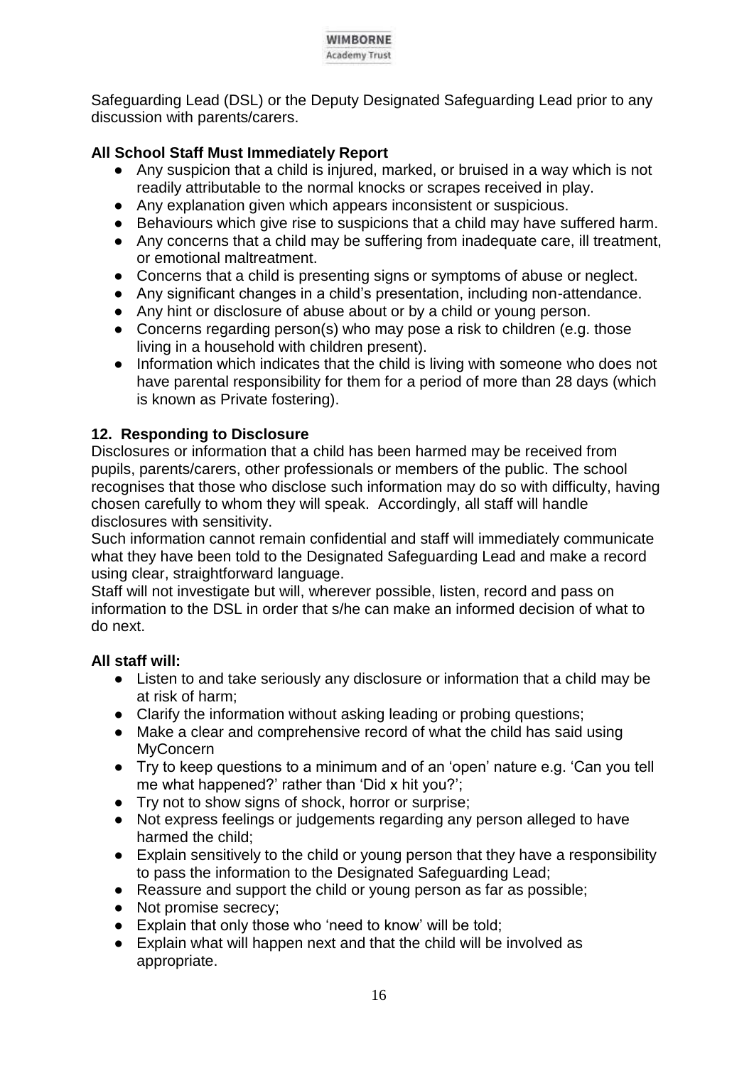Safeguarding Lead (DSL) or the Deputy Designated Safeguarding Lead prior to any discussion with parents/carers.

**All School Staff Must Immediately Report**

- Any suspicion that a child is injured, marked, or bruised in a way which is not readily attributable to the normal knocks or scrapes received in play.
- Any explanation given which appears inconsistent or suspicious.
- Behaviours which give rise to suspicions that a child may have suffered harm.
- Any concerns that a child may be suffering from inadequate care, ill treatment, or emotional maltreatment.
- Concerns that a child is presenting signs or symptoms of abuse or neglect.
- Any significant changes in a child's presentation, including non-attendance.
- Any hint or disclosure of abuse about or by a child or young person.
- Concerns regarding person(s) who may pose a risk to children (e.g. those living in a household with children present).
- Information which indicates that the child is living with someone who does not have parental responsibility for them for a period of more than 28 days (which is known as Private fostering).

**12. Responding to Disclosure**

Disclosures or information that a child has been harmed may be received from pupils, parents/carers, other professionals or members of the public. The school recognises that those who disclose such information may do so with difficulty, having chosen carefully to whom they will speak. Accordingly, all staff will handle disclosures with sensitivity.

Such information cannot remain confidential and staff will immediately communicate what they have been told to the Designated Safeguarding Lead and make a record using clear, straightforward language.

Staff will not investigate but will, wherever possible, listen, record and pass on information to the DSL in order that s/he can make an informed decision of what to do next.

**All staff will:**

- Listen to and take seriously any disclosure or information that a child may be at risk of harm;
- Clarify the information without asking leading or probing questions;
- Make a clear and comprehensive record of what the child has said using MyConcern
- Try to keep questions to a minimum and of an 'open' nature e.g. 'Can you tell me what happened?' rather than 'Did x hit you?';
- Try not to show signs of shock, horror or surprise;
- Not express feelings or judgements regarding any person alleged to have harmed the child;
- Explain sensitively to the child or young person that they have a responsibility to pass the information to the Designated Safeguarding Lead;
- Reassure and support the child or young person as far as possible;
- Not promise secrecy;
- Explain that only those who 'need to know' will be told;
- Explain what will happen next and that the child will be involved as appropriate.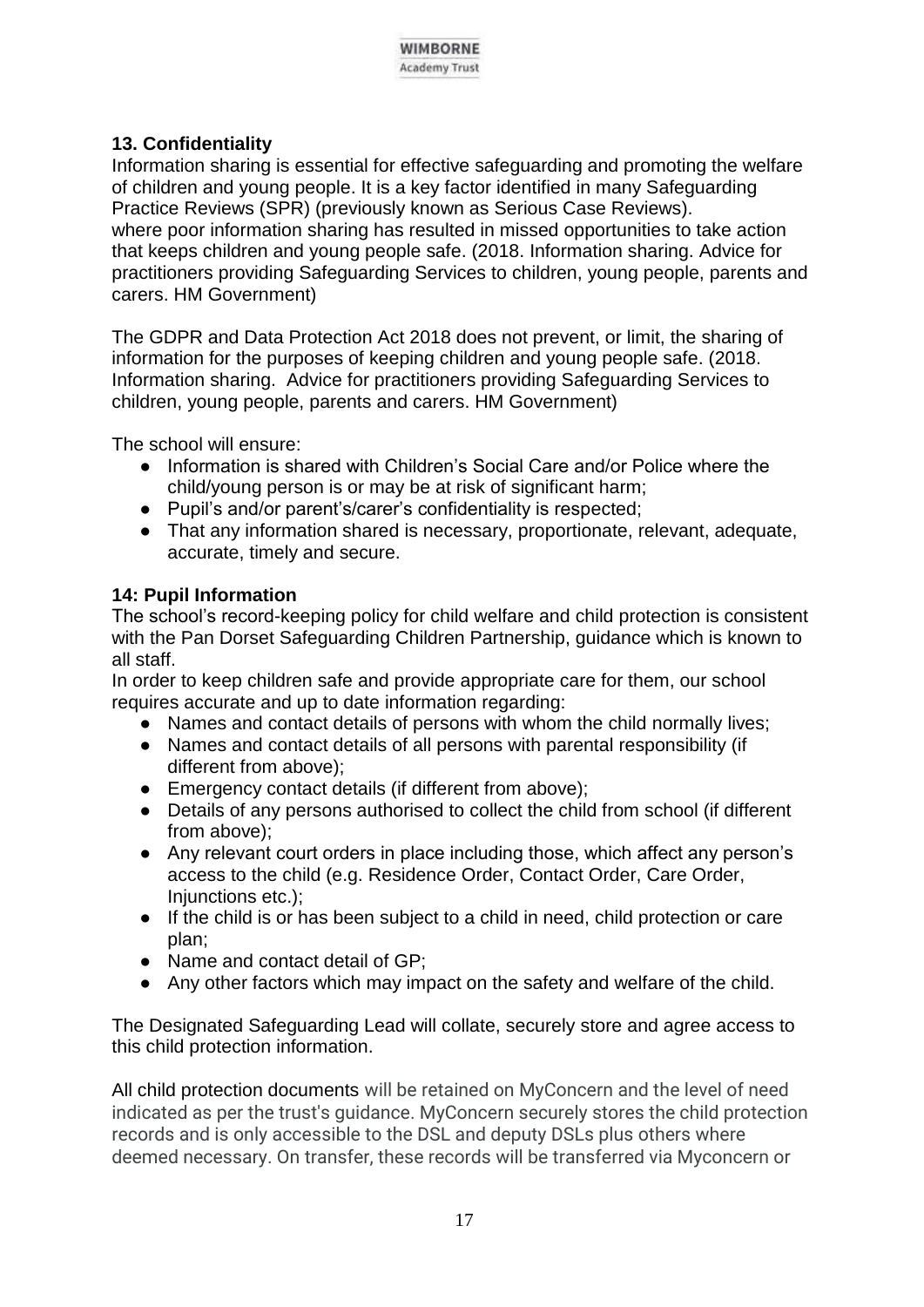## 13. Confidentiality

Information sharing is essential for effective safeguarding and promoting the welfare of children and young people. It is a key factor identified in many Safeguarding Practice Reviews (SPR) (previously known as Serious Case Reviews). where poor information sharing has resulted in missed opportunities to take action that keeps children and young people safe. (2018. Information sharing. Advice for practitioners providing Safeguarding Services to children, young people, parents and carers. HM Government)

The GDPR and Data Protection Act 2018 does not prevent, or limit, the sharing of information for the purposes of keeping children and young people safe. (2018. Information sharing. Advice for practitioners providing Safeguarding Services to children, young people, parents and carers. HM Government)

The school will ensure:

- Information is shared with Children's Social Care and/or Police where the child/young person is or may be at risk of significant harm;
- Pupil's and/or parent's/carer's confidentiality is respected;
- That any information shared is necessary, proportionate, relevant, adequate, accurate, timely and secure.

## 14: Pupil Information

The school's record-keeping policy for child welfare and child protection is consistent with the Pan Dorset Safeguarding Children Partnership, guidance which is known to all staff.

In order to keep children safe and provide appropriate care for them, our school requires accurate and up to date information regarding:

- Names and contact details of persons with whom the child normally lives;
- Names and contact details of all persons with parental responsibility (if different from above);
- Emergency contact details (if different from above);
- Details of any persons authorised to collect the child from school (if different from above);
- Any relevant court orders in place including those, which affect any person's access to the child (e.g. Residence Order, Contact Order, Care Order, Injunctions etc.);
- If the child is or has been subject to a child in need, child protection or care plan;
- Name and contact detail of GP;
- Any other factors which may impact on the safety and welfare of the child.

The Designated Safeguarding Lead will collate, securely store and agree access to this child protection information.

All child protection documents will be retained on MyConcern and the level of need indicated as per the trust's guidance. MyConcern securely stores the child protection records and is only accessible to the DSL and deputy DSLs plus others where deemed necessary. On transfer, these records will be transferred via Myconcern or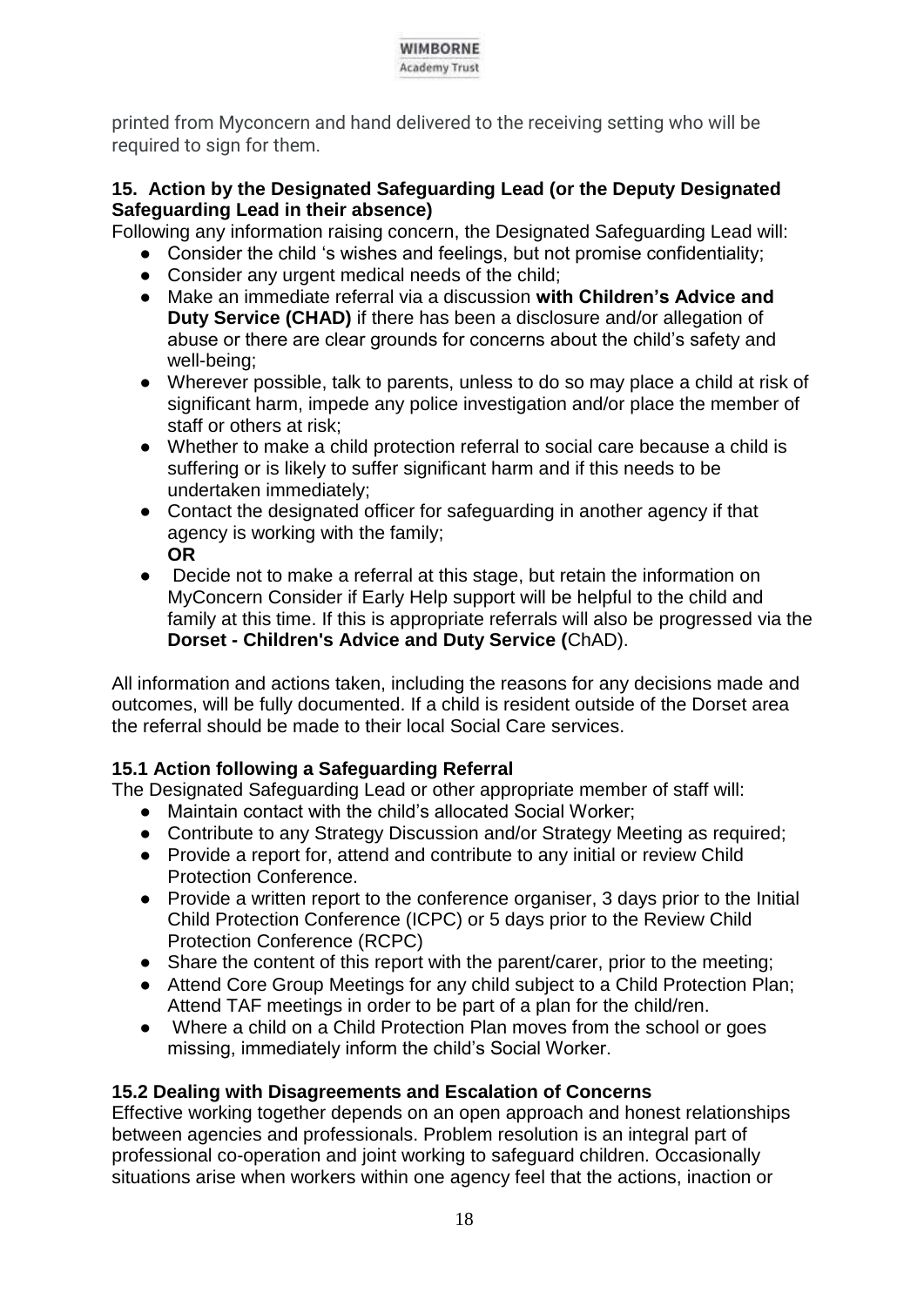printed from Myconcern and hand delivered to the receiving setting who will be required to sign for them.

### 15. Action by the Designated Safeguarding Lead (or the Deputy Designated Safeguarding Lead in their absence)

Following any information raising concern, the Designated Safeguarding Lead will:

- Consider the child 's wishes and feelings, but not promise confidentiality;
- Consider any urgent medical needs of the child;
- Make an immediate referral via a discussion **with Children's Advice and Duty Service (CHAD)** if there has been a disclosure and/or allegation of abuse or there are clear grounds for concerns about the child's safety and well-being;
- Wherever possible, talk to parents, unless to do so may place a child at risk of significant harm, impede any police investigation and/or place the member of staff or others at risk;
- Whether to make a child protection referral to social care because a child is suffering or is likely to suffer significant harm and if this needs to be undertaken immediately;
- Contact the designated officer for safeguarding in another agency if that agency is working with the family;
  **OR**
- Decide not to make a referral at this stage, but retain the information on MyConcern Consider if Early Help support will be helpful to the child and family at this time. If this is appropriate referrals will also be progressed via the **Dorset - Children's Advice and Duty Service (**ChAD).

All information and actions taken, including the reasons for any decisions made and outcomes, will be fully documented. If a child is resident outside of the Dorset area the referral should be made to their local Social Care services.

### 15.1 Action following a Safeguarding Referral

The Designated Safeguarding Lead or other appropriate member of staff will:

- Maintain contact with the child's allocated Social Worker;
- Contribute to any Strategy Discussion and/or Strategy Meeting as required;
- Provide a report for, attend and contribute to any initial or review Child Protection Conference.
- Provide a written report to the conference organiser, 3 days prior to the Initial Child Protection Conference (ICPC) or 5 days prior to the Review Child Protection Conference (RCPC)
- Share the content of this report with the parent/carer, prior to the meeting;
- Attend Core Group Meetings for any child subject to a Child Protection Plan; Attend TAF meetings in order to be part of a plan for the child/ren.
- Where a child on a Child Protection Plan moves from the school or goes missing, immediately inform the child's Social Worker.

### 15.2 Dealing with Disagreements and Escalation of Concerns

Effective working together depends on an open approach and honest relationships between agencies and professionals. Problem resolution is an integral part of professional co-operation and joint working to safeguard children. Occasionally situations arise when workers within one agency feel that the actions, inaction or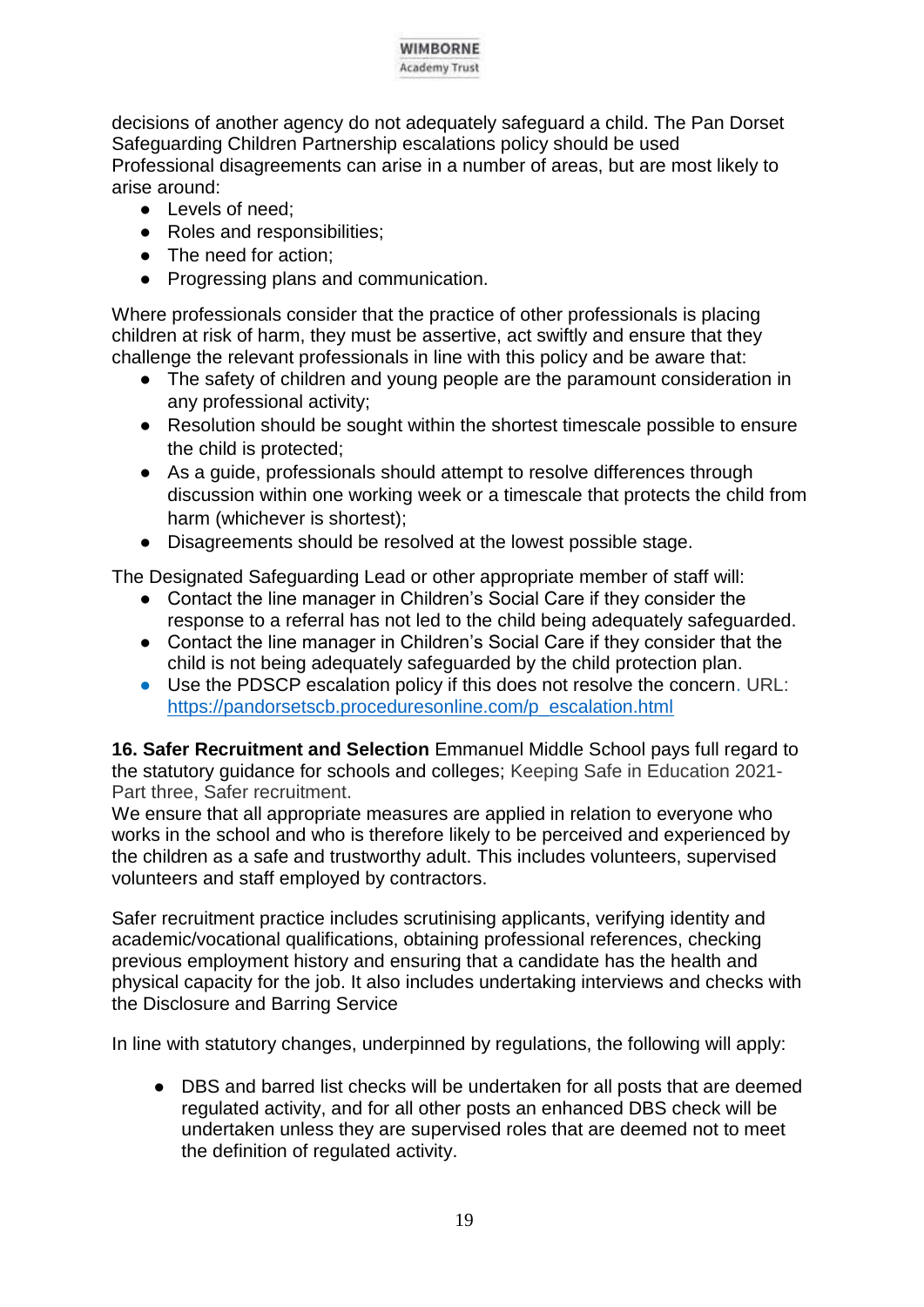decisions of another agency do not adequately safeguard a child. The Pan Dorset Safeguarding Children Partnership escalations policy should be used
Professional disagreements can arise in a number of areas, but are most likely to arise around:

- Levels of need;
- Roles and responsibilities;
- The need for action;
- Progressing plans and communication.

Where professionals consider that the practice of other professionals is placing children at risk of harm, they must be assertive, act swiftly and ensure that they challenge the relevant professionals in line with this policy and be aware that:

- The safety of children and young people are the paramount consideration in any professional activity;
- Resolution should be sought within the shortest timescale possible to ensure the child is protected;
- As a guide, professionals should attempt to resolve differences through discussion within one working week or a timescale that protects the child from harm (whichever is shortest);
- Disagreements should be resolved at the lowest possible stage.

The Designated Safeguarding Lead or other appropriate member of staff will:

- Contact the line manager in Children's Social Care if they consider the response to a referral has not led to the child being adequately safeguarded.
- Contact the line manager in Children's Social Care if they consider that the child is not being adequately safeguarded by the child protection plan.
- Use the PDSCP escalation policy if this does not resolve the concern. URL: [https://pandorsetscb.proceduresonline.com/p_escalation.html](https://pandorsetscb.proceduresonline.com/p_escalation.html)

**16. Safer Recruitment and Selection** Emmanuel Middle School pays full regard to the statutory guidance for schools and colleges; Keeping Safe in Education 2021- Part three, Safer recruitment.
We ensure that all appropriate measures are applied in relation to everyone who works in the school and who is therefore likely to be perceived and experienced by the children as a safe and trustworthy adult. This includes volunteers, supervised volunteers and staff employed by contractors.

Safer recruitment practice includes scrutinising applicants, verifying identity and academic/vocational qualifications, obtaining professional references, checking previous employment history and ensuring that a candidate has the health and physical capacity for the job. It also includes undertaking interviews and checks with the Disclosure and Barring Service

In line with statutory changes, underpinned by regulations, the following will apply:

- DBS and barred list checks will be undertaken for all posts that are deemed regulated activity, and for all other posts an enhanced DBS check will be undertaken unless they are supervised roles that are deemed not to meet the definition of regulated activity.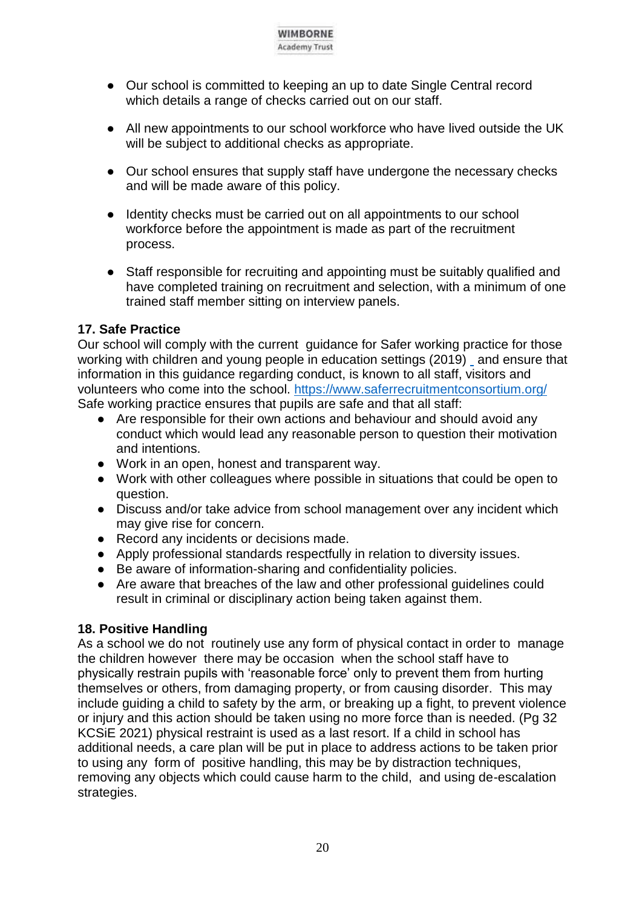- Our school is committed to keeping an up to date Single Central record which details a range of checks carried out on our staff.
- All new appointments to our school workforce who have lived outside the UK will be subject to additional checks as appropriate.
- Our school ensures that supply staff have undergone the necessary checks and will be made aware of this policy.
- Identity checks must be carried out on all appointments to our school workforce before the appointment is made as part of the recruitment process.
- Staff responsible for recruiting and appointing must be suitably qualified and have completed training on recruitment and selection, with a minimum of one trained staff member sitting on interview panels.

**17. Safe Practice**

Our school will comply with the current guidance for Safer working practice for those working with children and young people in education settings (2019) and ensure that information in this guidance regarding conduct, is known to all staff, visitors and volunteers who come into the school. https://www.saferrecruitmentconsortium.org/

Safe working practice ensures that pupils are safe and that all staff:

- Are responsible for their own actions and behaviour and should avoid any conduct which would lead any reasonable person to question their motivation and intentions.
- Work in an open, honest and transparent way.
- Work with other colleagues where possible in situations that could be open to question.
- Discuss and/or take advice from school management over any incident which may give rise for concern.
- Record any incidents or decisions made.
- Apply professional standards respectfully in relation to diversity issues.
- Be aware of information-sharing and confidentiality policies.
- Are aware that breaches of the law and other professional guidelines could result in criminal or disciplinary action being taken against them.

**18. Positive Handling**

As a school we do not routinely use any form of physical contact in order to manage the children however there may be occasion when the school staff have to physically restrain pupils with 'reasonable force' only to prevent them from hurting themselves or others, from damaging property, or from causing disorder. This may include guiding a child to safety by the arm, or breaking up a fight, to prevent violence or injury and this action should be taken using no more force than is needed. (Pg 32 KCSiE 2021) physical restraint is used as a last resort. If a child in school has additional needs, a care plan will be put in place to address actions to be taken prior to using any form of positive handling, this may be by distraction techniques, removing any objects which could cause harm to the child, and using de-escalation strategies.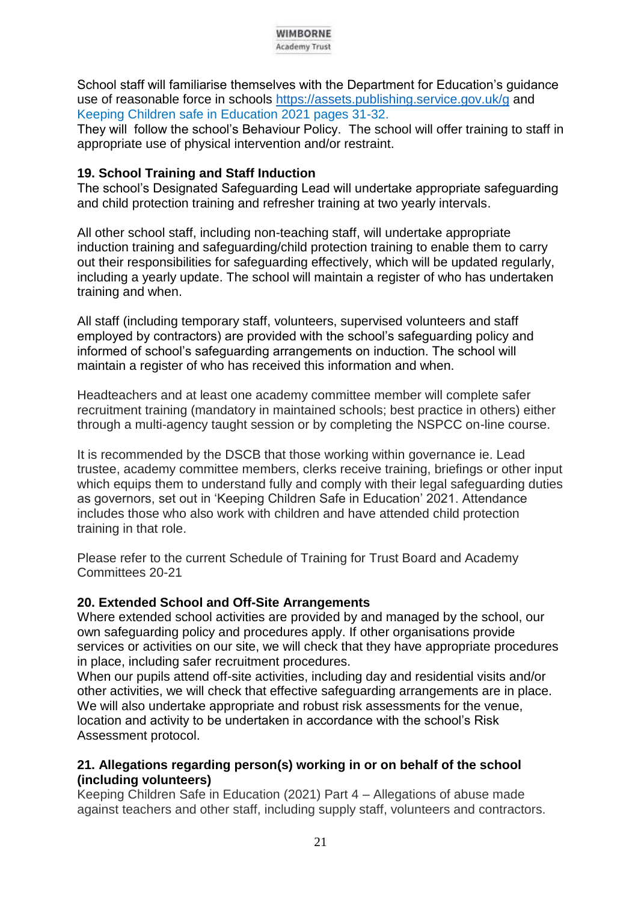School staff will familiarise themselves with the Department for Education's guidance use of reasonable force in schools https://assets.publishing.service.gov.uk/g and Keeping Children safe in Education 2021 pages 31-32.
They will follow the school's Behaviour Policy. The school will offer training to staff in appropriate use of physical intervention and/or restraint.

**19. School Training and Staff Induction**
The school's Designated Safeguarding Lead will undertake appropriate safeguarding and child protection training and refresher training at two yearly intervals.

All other school staff, including non-teaching staff, will undertake appropriate induction training and safeguarding/child protection training to enable them to carry out their responsibilities for safeguarding effectively, which will be updated regularly, including a yearly update. The school will maintain a register of who has undertaken training and when.

All staff (including temporary staff, volunteers, supervised volunteers and staff employed by contractors) are provided with the school's safeguarding policy and informed of school's safeguarding arrangements on induction. The school will maintain a register of who has received this information and when.

Headteachers and at least one academy committee member will complete safer recruitment training (mandatory in maintained schools; best practice in others) either through a multi-agency taught session or by completing the NSPCC on-line course.

It is recommended by the DSCB that those working within governance ie. Lead trustee, academy committee members, clerks receive training, briefings or other input which equips them to understand fully and comply with their legal safeguarding duties as governors, set out in 'Keeping Children Safe in Education' 2021. Attendance includes those who also work with children and have attended child protection training in that role.

Please refer to the current Schedule of Training for Trust Board and Academy Committees 20-21

**20. Extended School and Off-Site Arrangements**
Where extended school activities are provided by and managed by the school, our own safeguarding policy and procedures apply. If other organisations provide services or activities on our site, we will check that they have appropriate procedures in place, including safer recruitment procedures.
When our pupils attend off-site activities, including day and residential visits and/or other activities, we will check that effective safeguarding arrangements are in place. We will also undertake appropriate and robust risk assessments for the venue, location and activity to be undertaken in accordance with the school's Risk Assessment protocol.

**21. Allegations regarding person(s) working in or on behalf of the school (including volunteers)**
Keeping Children Safe in Education (2021) Part 4 – Allegations of abuse made against teachers and other staff, including supply staff, volunteers and contractors.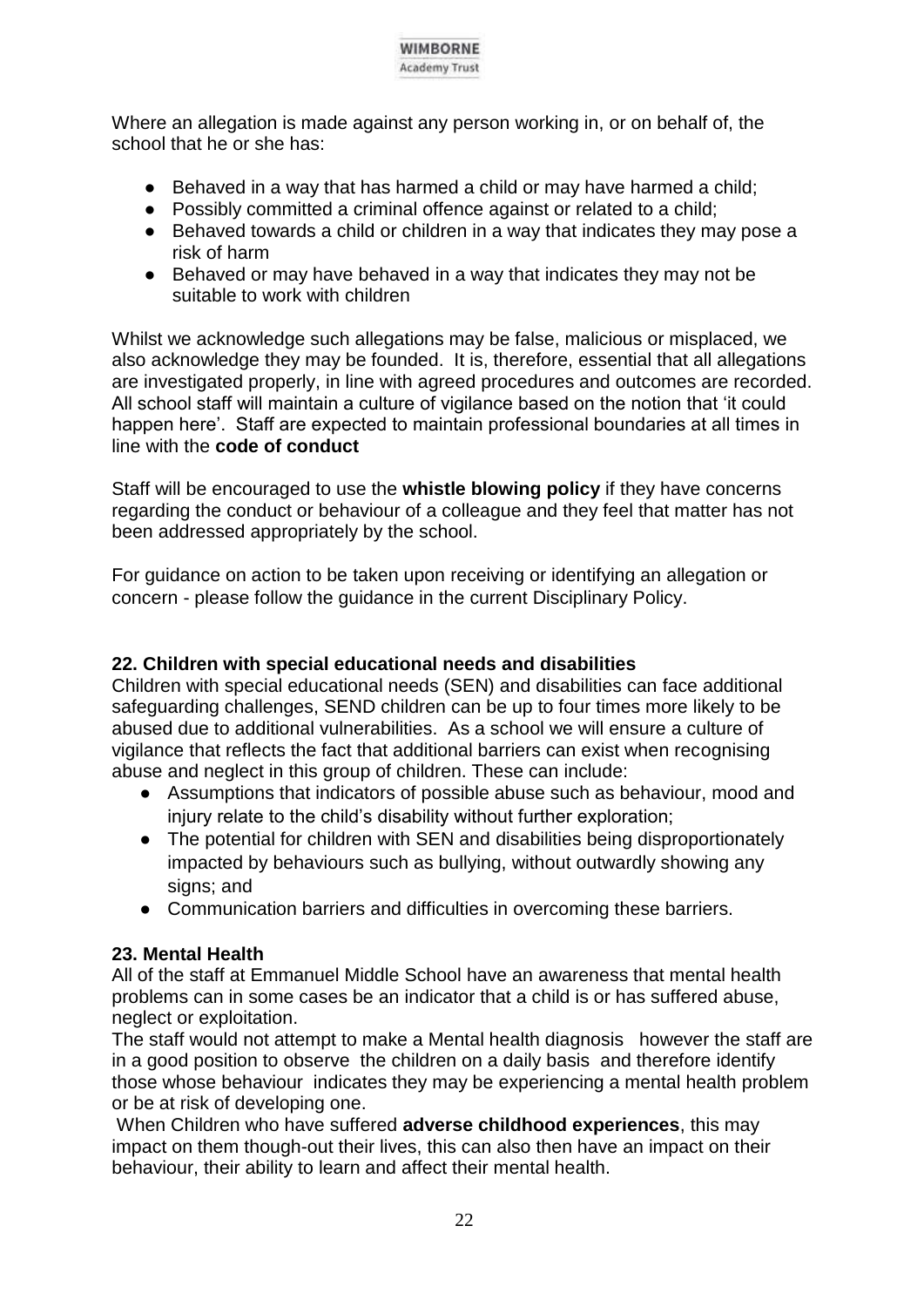Where an allegation is made against any person working in, or on behalf of, the school that he or she has:

- Behaved in a way that has harmed a child or may have harmed a child;
- Possibly committed a criminal offence against or related to a child;
- Behaved towards a child or children in a way that indicates they may pose a risk of harm
- Behaved or may have behaved in a way that indicates they may not be suitable to work with children

Whilst we acknowledge such allegations may be false, malicious or misplaced, we also acknowledge they may be founded. It is, therefore, essential that all allegations are investigated properly, in line with agreed procedures and outcomes are recorded. All school staff will maintain a culture of vigilance based on the notion that 'it could happen here'. Staff are expected to maintain professional boundaries at all times in line with the **code of conduct**

Staff will be encouraged to use the **whistle blowing policy** if they have concerns regarding the conduct or behaviour of a colleague and they feel that matter has not been addressed appropriately by the school.

For guidance on action to be taken upon receiving or identifying an allegation or concern - please follow the guidance in the current Disciplinary Policy.

**22. Children with special educational needs and disabilities**

Children with special educational needs (SEN) and disabilities can face additional safeguarding challenges, SEND children can be up to four times more likely to be abused due to additional vulnerabilities. As a school we will ensure a culture of vigilance that reflects the fact that additional barriers can exist when recognising abuse and neglect in this group of children. These can include:

- Assumptions that indicators of possible abuse such as behaviour, mood and injury relate to the child's disability without further exploration;
- The potential for children with SEN and disabilities being disproportionately impacted by behaviours such as bullying, without outwardly showing any signs; and
- Communication barriers and difficulties in overcoming these barriers.

**23. Mental Health**

All of the staff at Emmanuel Middle School have an awareness that mental health problems can in some cases be an indicator that a child is or has suffered abuse, neglect or exploitation.

The staff would not attempt to make a Mental health diagnosis however the staff are in a good position to observe the children on a daily basis and therefore identify those whose behaviour indicates they may be experiencing a mental health problem or be at risk of developing one.

When Children who have suffered **adverse childhood experiences**, this may impact on them though-out their lives, this can also then have an impact on their behaviour, their ability to learn and affect their mental health.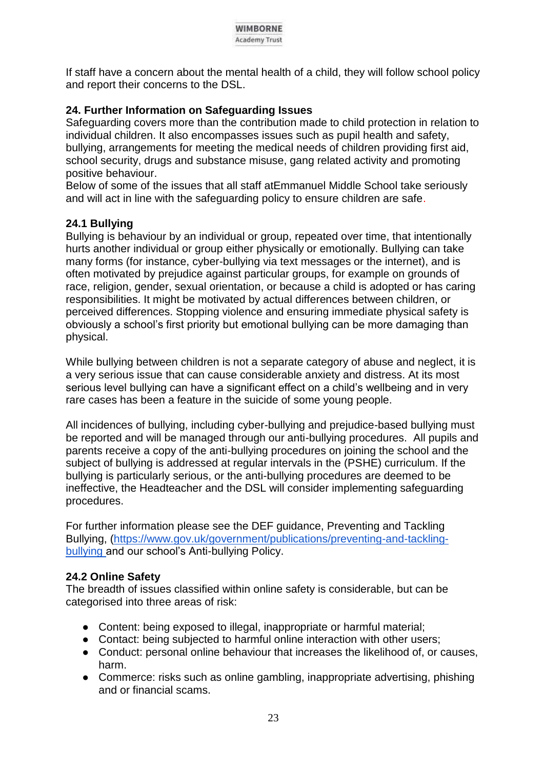If staff have a concern about the mental health of a child, they will follow school policy and report their concerns to the DSL.

## 24. Further Information on Safeguarding Issues

Safeguarding covers more than the contribution made to child protection in relation to individual children. It also encompasses issues such as pupil health and safety, bullying, arrangements for meeting the medical needs of children providing first aid, school security, drugs and substance misuse, gang related activity and promoting positive behaviour.
Below of some of the issues that all staff atEmmanuel Middle School take seriously and will act in line with the safeguarding policy to ensure children are safe.

### 24.1 Bullying

Bullying is behaviour by an individual or group, repeated over time, that intentionally hurts another individual or group either physically or emotionally. Bullying can take many forms (for instance, cyber-bullying via text messages or the internet), and is often motivated by prejudice against particular groups, for example on grounds of race, religion, gender, sexual orientation, or because a child is adopted or has caring responsibilities. It might be motivated by actual differences between children, or perceived differences. Stopping violence and ensuring immediate physical safety is obviously a school's first priority but emotional bullying can be more damaging than physical.

While bullying between children is not a separate category of abuse and neglect, it is a very serious issue that can cause considerable anxiety and distress. At its most serious level bullying can have a significant effect on a child's wellbeing and in very rare cases has been a feature in the suicide of some young people.

All incidences of bullying, including cyber-bullying and prejudice-based bullying must be reported and will be managed through our anti-bullying procedures. All pupils and parents receive a copy of the anti-bullying procedures on joining the school and the subject of bullying is addressed at regular intervals in the (PSHE) curriculum. If the bullying is particularly serious, or the anti-bullying procedures are deemed to be ineffective, the Headteacher and the DSL will consider implementing safeguarding procedures.

For further information please see the DEF guidance, Preventing and Tackling Bullying, ([https://www.gov.uk/government/publications/preventing-and-tackling-bullying](https://www.gov.uk/government/publications/preventing-and-tackling-bullying) and our school's Anti-bullying Policy.

### 24.2 Online Safety

The breadth of issues classified within online safety is considerable, but can be categorised into three areas of risk:

- Content: being exposed to illegal, inappropriate or harmful material;
- Contact: being subjected to harmful online interaction with other users;
- Conduct: personal online behaviour that increases the likelihood of, or causes, harm.
- Commerce: risks such as online gambling, inappropriate advertising, phishing and or financial scams.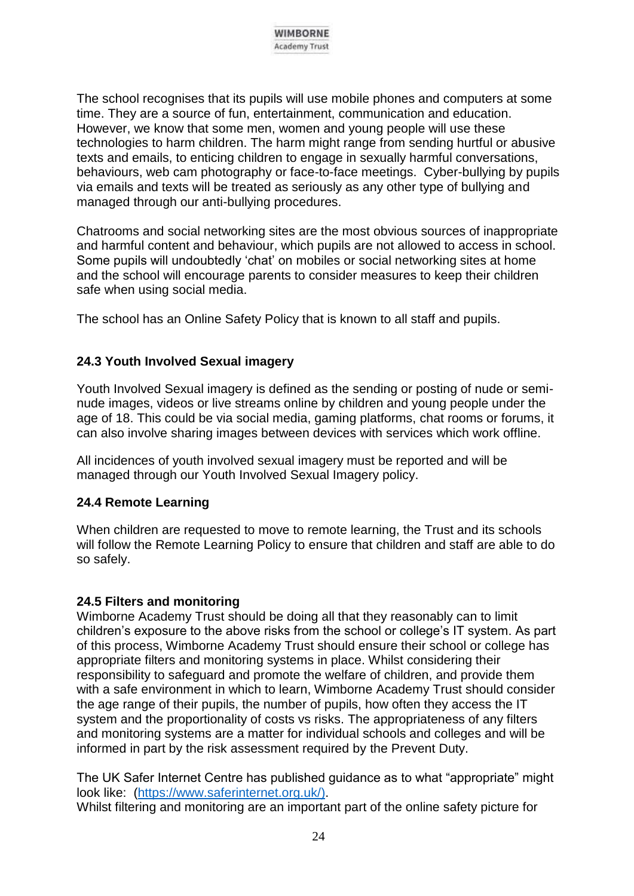The school recognises that its pupils will use mobile phones and computers at some time. They are a source of fun, entertainment, communication and education. However, we know that some men, women and young people will use these technologies to harm children. The harm might range from sending hurtful or abusive texts and emails, to enticing children to engage in sexually harmful conversations, behaviours, web cam photography or face-to-face meetings. Cyber-bullying by pupils via emails and texts will be treated as seriously as any other type of bullying and managed through our anti-bullying procedures.

Chatrooms and social networking sites are the most obvious sources of inappropriate and harmful content and behaviour, which pupils are not allowed to access in school. Some pupils will undoubtedly 'chat' on mobiles or social networking sites at home and the school will encourage parents to consider measures to keep their children safe when using social media.

The school has an Online Safety Policy that is known to all staff and pupils.

### 24.3 Youth Involved Sexual imagery

Youth Involved Sexual imagery is defined as the sending or posting of nude or semi-nude images, videos or live streams online by children and young people under the age of 18. This could be via social media, gaming platforms, chat rooms or forums, it can also involve sharing images between devices with services which work offline.

All incidences of youth involved sexual imagery must be reported and will be managed through our Youth Involved Sexual Imagery policy.

### 24.4 Remote Learning

When children are requested to move to remote learning, the Trust and its schools will follow the Remote Learning Policy to ensure that children and staff are able to do so safely.

### 24.5 Filters and monitoring

Wimborne Academy Trust should be doing all that they reasonably can to limit children's exposure to the above risks from the school or college's IT system. As part of this process, Wimborne Academy Trust should ensure their school or college has appropriate filters and monitoring systems in place. Whilst considering their responsibility to safeguard and promote the welfare of children, and provide them with a safe environment in which to learn, Wimborne Academy Trust should consider the age range of their pupils, the number of pupils, how often they access the IT system and the proportionality of costs vs risks. The appropriateness of any filters and monitoring systems are a matter for individual schools and colleges and will be informed in part by the risk assessment required by the Prevent Duty.

The UK Safer Internet Centre has published guidance as to what "appropriate" might look like: ([https://www.saferinternet.org.uk/)](https://www.saferinternet.org.uk/).

Whilst filtering and monitoring are an important part of the online safety picture for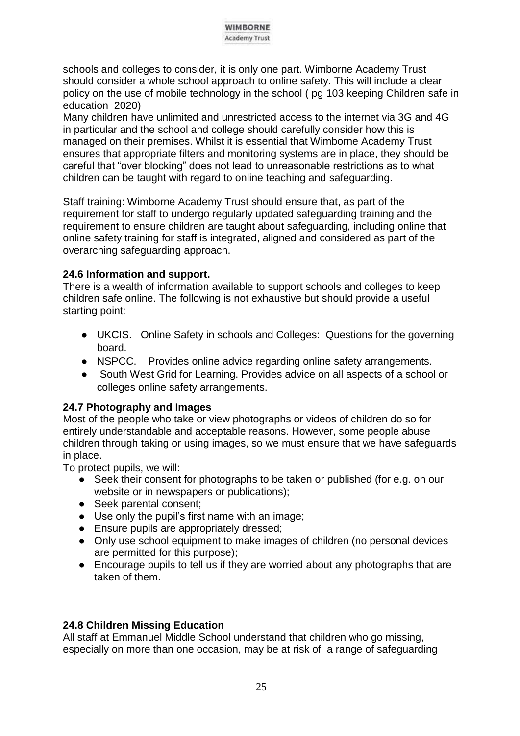schools and colleges to consider, it is only one part. Wimborne Academy Trust should consider a whole school approach to online safety. This will include a clear policy on the use of mobile technology in the school ( pg 103 keeping Children safe in education 2020)

Many children have unlimited and unrestricted access to the internet via 3G and 4G in particular and the school and college should carefully consider how this is managed on their premises. Whilst it is essential that Wimborne Academy Trust ensures that appropriate filters and monitoring systems are in place, they should be careful that "over blocking" does not lead to unreasonable restrictions as to what children can be taught with regard to online teaching and safeguarding.

Staff training: Wimborne Academy Trust should ensure that, as part of the requirement for staff to undergo regularly updated safeguarding training and the requirement to ensure children are taught about safeguarding, including online that online safety training for staff is integrated, aligned and considered as part of the overarching safeguarding approach.

### 24.6 Information and support.

There is a wealth of information available to support schools and colleges to keep children safe online. The following is not exhaustive but should provide a useful starting point:

- UKCIS. Online Safety in schools and Colleges: Questions for the governing board.
- NSPCC. Provides online advice regarding online safety arrangements.
- South West Grid for Learning. Provides advice on all aspects of a school or colleges online safety arrangements.

### 24.7 Photography and Images

Most of the people who take or view photographs or videos of children do so for entirely understandable and acceptable reasons. However, some people abuse children through taking or using images, so we must ensure that we have safeguards in place.

To protect pupils, we will:

- Seek their consent for photographs to be taken or published (for e.g. on our website or in newspapers or publications);
- Seek parental consent;
- Use only the pupil's first name with an image;
- Ensure pupils are appropriately dressed;
- Only use school equipment to make images of children (no personal devices are permitted for this purpose);
- Encourage pupils to tell us if they are worried about any photographs that are taken of them.

### 24.8 Children Missing Education

All staff at Emmanuel Middle School understand that children who go missing, especially on more than one occasion, may be at risk of a range of safeguarding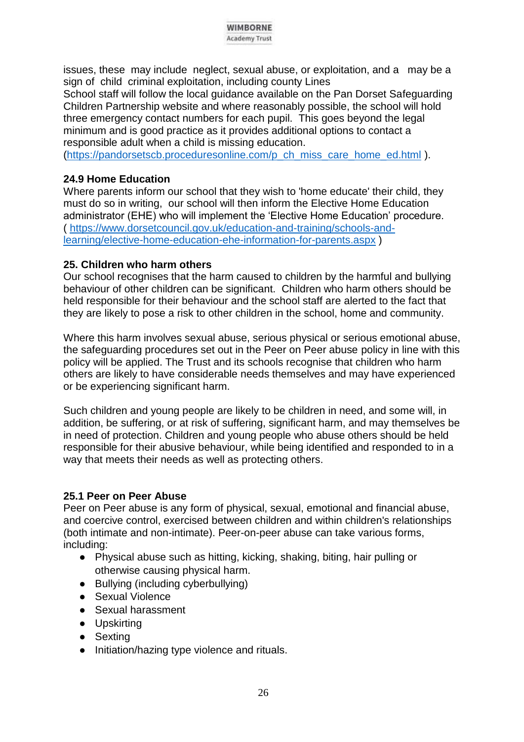issues, these may include neglect, sexual abuse, or exploitation, and a may be a sign of child criminal exploitation, including county Lines

School staff will follow the local guidance available on the Pan Dorset Safeguarding Children Partnership website and where reasonably possible, the school will hold three emergency contact numbers for each pupil. This goes beyond the legal minimum and is good practice as it provides additional options to contact a responsible adult when a child is missing education.
(https://pandorsetscb.proceduresonline.com/p_ch_miss_care_home_ed.html ).

### 24.9 Home Education

Where parents inform our school that they wish to 'home educate' their child, they must do so in writing, our school will then inform the Elective Home Education administrator (EHE) who will implement the 'Elective Home Education' procedure.
( https://www.dorsetcouncil.gov.uk/education-and-training/schools-and-learning/elective-home-education-ehe-information-for-parents.aspx )

## 25. Children who harm others

Our school recognises that the harm caused to children by the harmful and bullying behaviour of other children can be significant. Children who harm others should be held responsible for their behaviour and the school staff are alerted to the fact that they are likely to pose a risk to other children in the school, home and community.

Where this harm involves sexual abuse, serious physical or serious emotional abuse, the safeguarding procedures set out in the Peer on Peer abuse policy in line with this policy will be applied. The Trust and its schools recognise that children who harm others are likely to have considerable needs themselves and may have experienced or be experiencing significant harm.

Such children and young people are likely to be children in need, and some will, in addition, be suffering, or at risk of suffering, significant harm, and may themselves be in need of protection. Children and young people who abuse others should be held responsible for their abusive behaviour, while being identified and responded to in a way that meets their needs as well as protecting others.

### 25.1 Peer on Peer Abuse

Peer on Peer abuse is any form of physical, sexual, emotional and financial abuse, and coercive control, exercised between children and within children's relationships (both intimate and non-intimate). Peer-on-peer abuse can take various forms, including:

- Physical abuse such as hitting, kicking, shaking, biting, hair pulling or otherwise causing physical harm.
- Bullying (including cyberbullying)
- Sexual Violence
- Sexual harassment
- Upskirting
- Sexting
- Initiation/hazing type violence and rituals.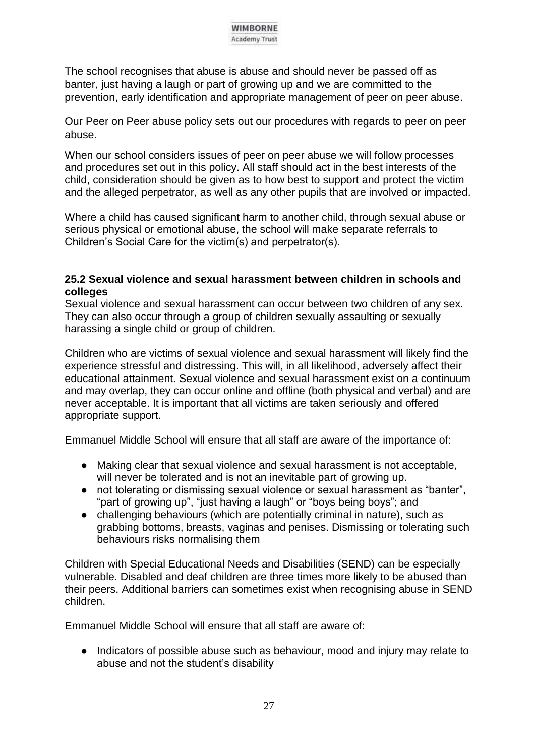The school recognises that abuse is abuse and should never be passed off as banter, just having a laugh or part of growing up and we are committed to the prevention, early identification and appropriate management of peer on peer abuse.

Our Peer on Peer abuse policy sets out our procedures with regards to peer on peer abuse.

When our school considers issues of peer on peer abuse we will follow processes and procedures set out in this policy. All staff should act in the best interests of the child, consideration should be given as to how best to support and protect the victim and the alleged perpetrator, as well as any other pupils that are involved or impacted.

Where a child has caused significant harm to another child, through sexual abuse or serious physical or emotional abuse, the school will make separate referrals to Children's Social Care for the victim(s) and perpetrator(s).

**25.2 Sexual violence and sexual harassment between children in schools and colleges**

Sexual violence and sexual harassment can occur between two children of any sex. They can also occur through a group of children sexually assaulting or sexually harassing a single child or group of children.

Children who are victims of sexual violence and sexual harassment will likely find the experience stressful and distressing. This will, in all likelihood, adversely affect their educational attainment. Sexual violence and sexual harassment exist on a continuum and may overlap, they can occur online and offline (both physical and verbal) and are never acceptable. It is important that all victims are taken seriously and offered appropriate support.

Emmanuel Middle School will ensure that all staff are aware of the importance of:

- Making clear that sexual violence and sexual harassment is not acceptable, will never be tolerated and is not an inevitable part of growing up.
- not tolerating or dismissing sexual violence or sexual harassment as "banter", "part of growing up", "just having a laugh" or "boys being boys"; and
- challenging behaviours (which are potentially criminal in nature), such as grabbing bottoms, breasts, vaginas and penises. Dismissing or tolerating such behaviours risks normalising them

Children with Special Educational Needs and Disabilities (SEND) can be especially vulnerable. Disabled and deaf children are three times more likely to be abused than their peers. Additional barriers can sometimes exist when recognising abuse in SEND children.

Emmanuel Middle School will ensure that all staff are aware of:

- Indicators of possible abuse such as behaviour, mood and injury may relate to abuse and not the student's disability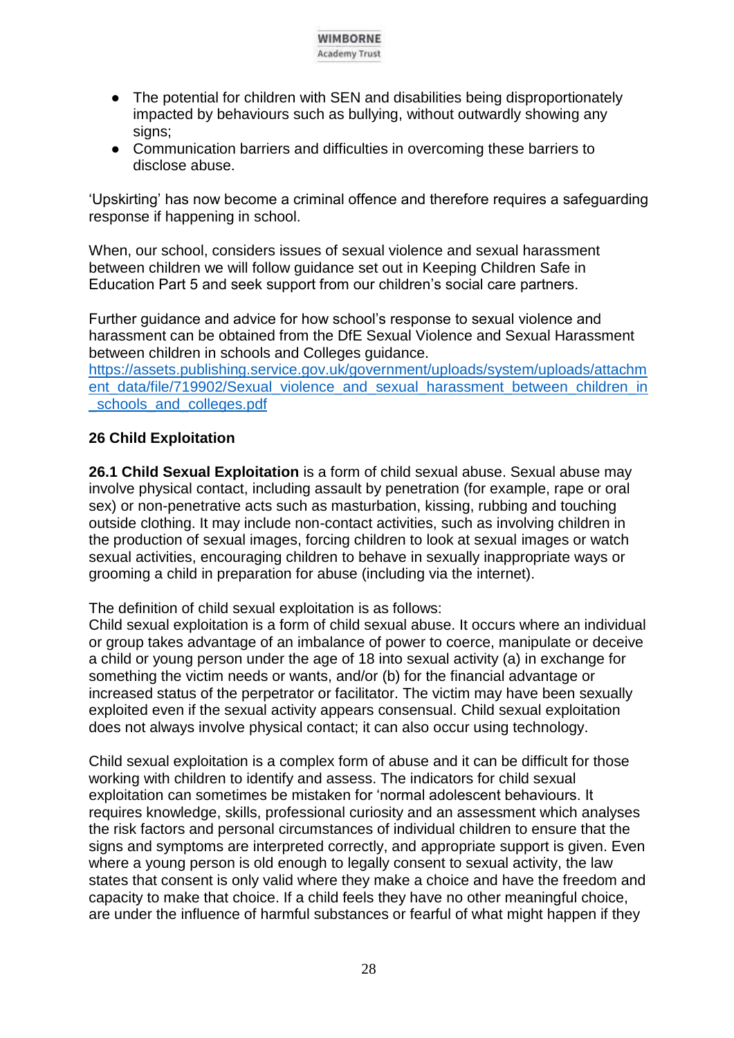- The potential for children with SEN and disabilities being disproportionately impacted by behaviours such as bullying, without outwardly showing any signs;
- Communication barriers and difficulties in overcoming these barriers to disclose abuse.

'Upskirting' has now become a criminal offence and therefore requires a safeguarding response if happening in school.

When, our school, considers issues of sexual violence and sexual harassment between children we will follow guidance set out in Keeping Children Safe in Education Part 5 and seek support from our children's social care partners.

Further guidance and advice for how school's response to sexual violence and harassment can be obtained from the DfE Sexual Violence and Sexual Harassment between children in schools and Colleges guidance.
[https://assets.publishing.service.gov.uk/government/uploads/system/uploads/attachment_data/file/719902/Sexual_violence_and_sexual_harassment_between_children_in_schools_and_colleges.pdf](https://assets.publishing.service.gov.uk/government/uploads/system/uploads/attachment_data/file/719902/Sexual_violence_and_sexual_harassment_between_children_in_schools_and_colleges.pdf)

## 26 Child Exploitation

**26.1 Child Sexual Exploitation** is a form of child sexual abuse. Sexual abuse may involve physical contact, including assault by penetration (for example, rape or oral sex) or non-penetrative acts such as masturbation, kissing, rubbing and touching outside clothing. It may include non-contact activities, such as involving children in the production of sexual images, forcing children to look at sexual images or watch sexual activities, encouraging children to behave in sexually inappropriate ways or grooming a child in preparation for abuse (including via the internet).

The definition of child sexual exploitation is as follows:
Child sexual exploitation is a form of child sexual abuse. It occurs where an individual or group takes advantage of an imbalance of power to coerce, manipulate or deceive a child or young person under the age of 18 into sexual activity (a) in exchange for something the victim needs or wants, and/or (b) for the financial advantage or increased status of the perpetrator or facilitator. The victim may have been sexually exploited even if the sexual activity appears consensual. Child sexual exploitation does not always involve physical contact; it can also occur using technology.

Child sexual exploitation is a complex form of abuse and it can be difficult for those working with children to identify and assess. The indicators for child sexual exploitation can sometimes be mistaken for 'normal adolescent behaviours. It requires knowledge, skills, professional curiosity and an assessment which analyses the risk factors and personal circumstances of individual children to ensure that the signs and symptoms are interpreted correctly, and appropriate support is given. Even where a young person is old enough to legally consent to sexual activity, the law states that consent is only valid where they make a choice and have the freedom and capacity to make that choice. If a child feels they have no other meaningful choice, are under the influence of harmful substances or fearful of what might happen if they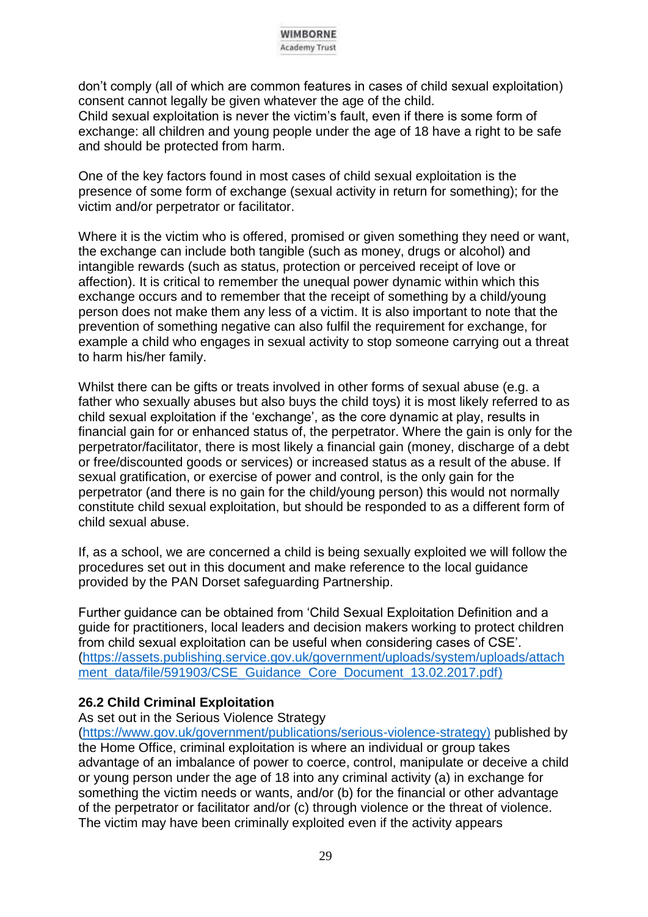don't comply (all of which are common features in cases of child sexual exploitation) consent cannot legally be given whatever the age of the child.
Child sexual exploitation is never the victim's fault, even if there is some form of exchange: all children and young people under the age of 18 have a right to be safe and should be protected from harm.

One of the key factors found in most cases of child sexual exploitation is the presence of some form of exchange (sexual activity in return for something); for the victim and/or perpetrator or facilitator.

Where it is the victim who is offered, promised or given something they need or want, the exchange can include both tangible (such as money, drugs or alcohol) and intangible rewards (such as status, protection or perceived receipt of love or affection). It is critical to remember the unequal power dynamic within which this exchange occurs and to remember that the receipt of something by a child/young person does not make them any less of a victim. It is also important to note that the prevention of something negative can also fulfil the requirement for exchange, for example a child who engages in sexual activity to stop someone carrying out a threat to harm his/her family.

Whilst there can be gifts or treats involved in other forms of sexual abuse (e.g. a father who sexually abuses but also buys the child toys) it is most likely referred to as child sexual exploitation if the 'exchange', as the core dynamic at play, results in financial gain for or enhanced status of, the perpetrator. Where the gain is only for the perpetrator/facilitator, there is most likely a financial gain (money, discharge of a debt or free/discounted goods or services) or increased status as a result of the abuse. If sexual gratification, or exercise of power and control, is the only gain for the perpetrator (and there is no gain for the child/young person) this would not normally constitute child sexual exploitation, but should be responded to as a different form of child sexual abuse.

If, as a school, we are concerned a child is being sexually exploited we will follow the procedures set out in this document and make reference to the local guidance provided by the PAN Dorset safeguarding Partnership.

Further guidance can be obtained from 'Child Sexual Exploitation Definition and a guide for practitioners, local leaders and decision makers working to protect children from child sexual exploitation can be useful when considering cases of CSE'. (https://assets.publishing.service.gov.uk/government/uploads/system/uploads/attachment_data/file/591903/CSE_Guidance_Core_Document_13.02.2017.pdf)

**26.2 Child Criminal Exploitation**

As set out in the Serious Violence Strategy (https://www.gov.uk/government/publications/serious-violence-strategy) published by the Home Office, criminal exploitation is where an individual or group takes advantage of an imbalance of power to coerce, control, manipulate or deceive a child or young person under the age of 18 into any criminal activity (a) in exchange for something the victim needs or wants, and/or (b) for the financial or other advantage of the perpetrator or facilitator and/or (c) through violence or the threat of violence. The victim may have been criminally exploited even if the activity appears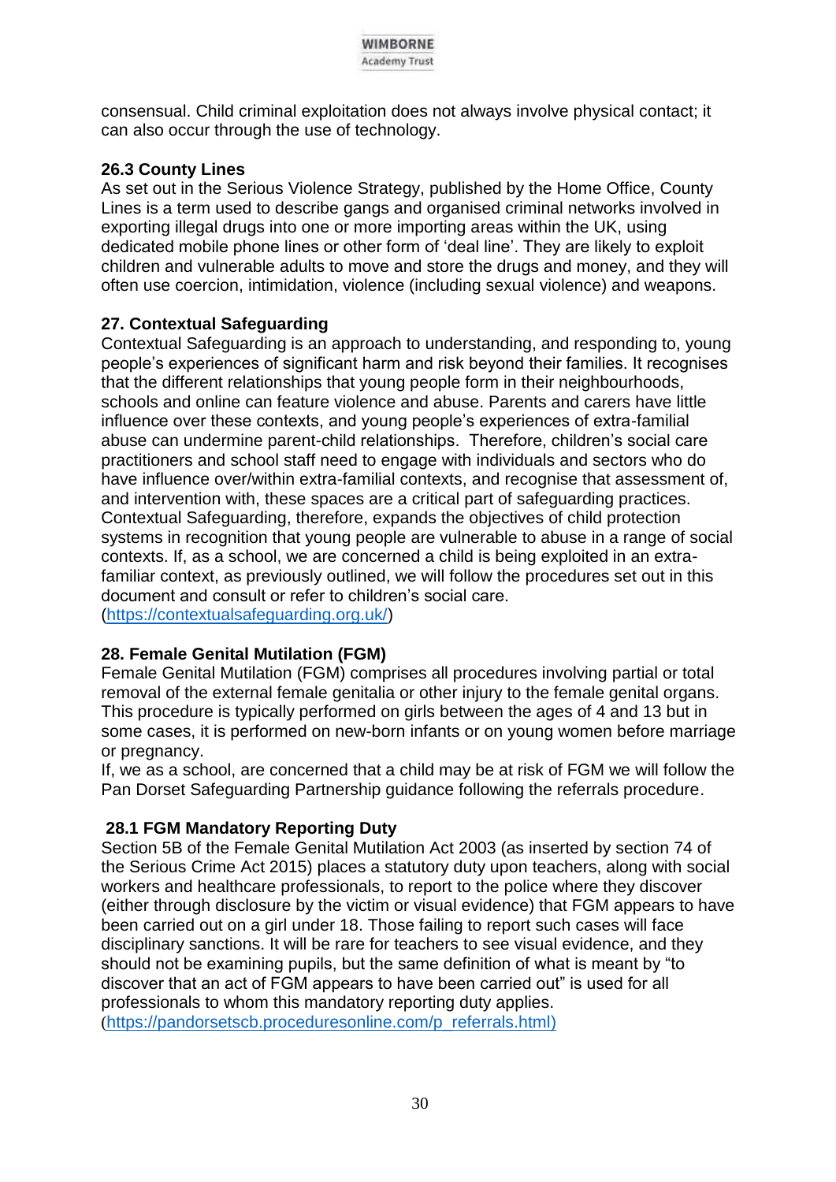consensual. Child criminal exploitation does not always involve physical contact; it can also occur through the use of technology.

### 26.3 County Lines

As set out in the Serious Violence Strategy, published by the Home Office, County Lines is a term used to describe gangs and organised criminal networks involved in exporting illegal drugs into one or more importing areas within the UK, using dedicated mobile phone lines or other form of 'deal line'. They are likely to exploit children and vulnerable adults to move and store the drugs and money, and they will often use coercion, intimidation, violence (including sexual violence) and weapons.

## 27. Contextual Safeguarding

Contextual Safeguarding is an approach to understanding, and responding to, young people's experiences of significant harm and risk beyond their families. It recognises that the different relationships that young people form in their neighbourhoods, schools and online can feature violence and abuse. Parents and carers have little influence over these contexts, and young people's experiences of extra-familial abuse can undermine parent-child relationships. Therefore, children's social care practitioners and school staff need to engage with individuals and sectors who do have influence over/within extra-familial contexts, and recognise that assessment of, and intervention with, these spaces are a critical part of safeguarding practices. Contextual Safeguarding, therefore, expands the objectives of child protection systems in recognition that young people are vulnerable to abuse in a range of social contexts. If, as a school, we are concerned a child is being exploited in an extra-familiar context, as previously outlined, we will follow the procedures set out in this document and consult or refer to children's social care. (https://contextualsafeguarding.org.uk/)

## 28. Female Genital Mutilation (FGM)

Female Genital Mutilation (FGM) comprises all procedures involving partial or total removal of the external female genitalia or other injury to the female genital organs. This procedure is typically performed on girls between the ages of 4 and 13 but in some cases, it is performed on new-born infants or on young women before marriage or pregnancy.

If, we as a school, are concerned that a child may be at risk of FGM we will follow the Pan Dorset Safeguarding Partnership guidance following the referrals procedure.

### 28.1 FGM Mandatory Reporting Duty

Section 5B of the Female Genital Mutilation Act 2003 (as inserted by section 74 of the Serious Crime Act 2015) places a statutory duty upon teachers, along with social workers and healthcare professionals, to report to the police where they discover (either through disclosure by the victim or visual evidence) that FGM appears to have been carried out on a girl under 18. Those failing to report such cases will face disciplinary sanctions. It will be rare for teachers to see visual evidence, and they should not be examining pupils, but the same definition of what is meant by "to discover that an act of FGM appears to have been carried out" is used for all professionals to whom this mandatory reporting duty applies. (https://pandorsetscb.proceduresonline.com/p_referrals.html)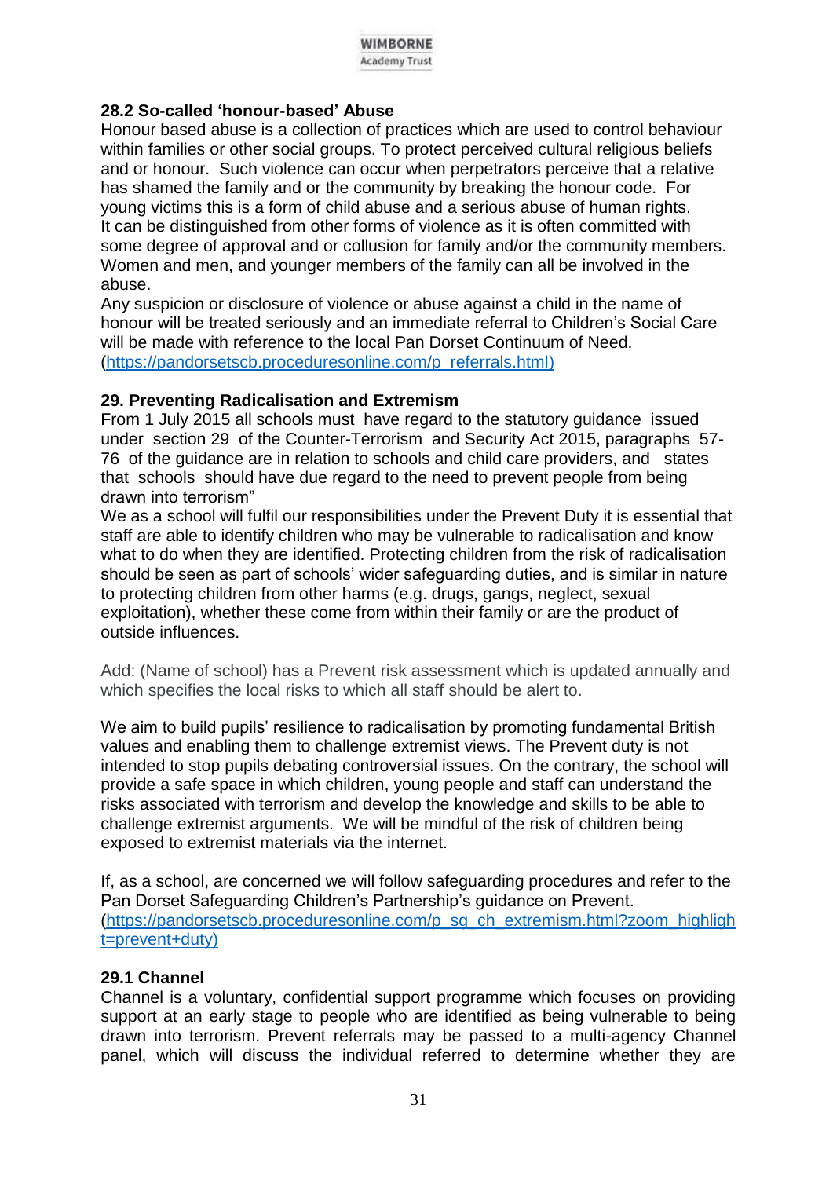### 28.2 So-called 'honour-based' Abuse

Honour based abuse is a collection of practices which are used to control behaviour within families or other social groups. To protect perceived cultural religious beliefs and or honour. Such violence can occur when perpetrators perceive that a relative has shamed the family and or the community by breaking the honour code. For young victims this is a form of child abuse and a serious abuse of human rights. It can be distinguished from other forms of violence as it is often committed with some degree of approval and or collusion for family and/or the community members. Women and men, and younger members of the family can all be involved in the abuse.

Any suspicion or disclosure of violence or abuse against a child in the name of honour will be treated seriously and an immediate referral to Children's Social Care will be made with reference to the local Pan Dorset Continuum of Need. (https://pandorsetscb.proceduresonline.com/p_referrals.html)

## 29. Preventing Radicalisation and Extremism

From 1 July 2015 all schools must have regard to the statutory guidance issued under section 29 of the Counter-Terrorism and Security Act 2015, paragraphs 57-76 of the guidance are in relation to schools and child care providers, and states that schools should have due regard to the need to prevent people from being drawn into terrorism"

We as a school will fulfil our responsibilities under the Prevent Duty it is essential that staff are able to identify children who may be vulnerable to radicalisation and know what to do when they are identified. Protecting children from the risk of radicalisation should be seen as part of schools' wider safeguarding duties, and is similar in nature to protecting children from other harms (e.g. drugs, gangs, neglect, sexual exploitation), whether these come from within their family or are the product of outside influences.

Add: (Name of school) has a Prevent risk assessment which is updated annually and which specifies the local risks to which all staff should be alert to.

We aim to build pupils' resilience to radicalisation by promoting fundamental British values and enabling them to challenge extremist views. The Prevent duty is not intended to stop pupils debating controversial issues. On the contrary, the school will provide a safe space in which children, young people and staff can understand the risks associated with terrorism and develop the knowledge and skills to be able to challenge extremist arguments. We will be mindful of the risk of children being exposed to extremist materials via the internet.

If, as a school, are concerned we will follow safeguarding procedures and refer to the Pan Dorset Safeguarding Children's Partnership's guidance on Prevent. (https://pandorsetscb.proceduresonline.com/p_sg_ch_extremism.html?zoom_highlight=prevent+duty)

### 29.1 Channel

Channel is a voluntary, confidential support programme which focuses on providing support at an early stage to people who are identified as being vulnerable to being drawn into terrorism. Prevent referrals may be passed to a multi-agency Channel panel, which will discuss the individual referred to determine whether they are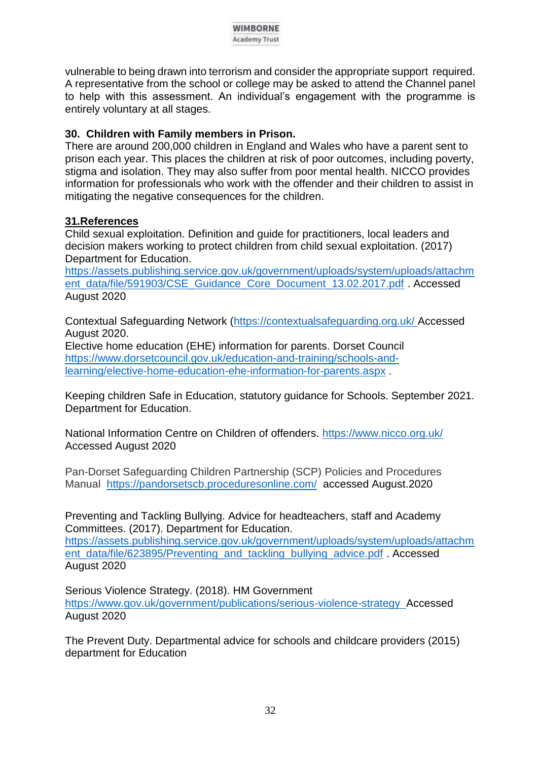vulnerable to being drawn into terrorism and consider the appropriate support required. A representative from the school or college may be asked to attend the Channel panel to help with this assessment. An individual's engagement with the programme is entirely voluntary at all stages.

### 30. Children with Family members in Prison.

There are around 200,000 children in England and Wales who have a parent sent to prison each year. This places the children at risk of poor outcomes, including poverty, stigma and isolation. They may also suffer from poor mental health. NICCO provides information for professionals who work with the offender and their children to assist in mitigating the negative consequences for the children.

### 31.References

Child sexual exploitation. Definition and guide for practitioners, local leaders and decision makers working to protect children from child sexual exploitation. (2017) Department for Education.
https://assets.publishing.service.gov.uk/government/uploads/system/uploads/attachment_data/file/591903/CSE_Guidance_Core_Document_13.02.2017.pdf . Accessed August 2020

Contextual Safeguarding Network (https://contextualsafeguarding.org.uk/ Accessed August 2020.
Elective home education (EHE) information for parents. Dorset Council
https://www.dorsetcouncil.gov.uk/education-and-training/schools-and-learning/elective-home-education-ehe-information-for-parents.aspx .

Keeping children Safe in Education, statutory guidance for Schools. September 2021. Department for Education.

National Information Centre on Children of offenders. https://www.nicco.org.uk/ Accessed August 2020

Pan-Dorset Safeguarding Children Partnership (SCP) Policies and Procedures Manual https://pandorsetscb.proceduresonline.com/ accessed August.2020

Preventing and Tackling Bullying. Advice for headteachers, staff and Academy Committees. (2017). Department for Education.
https://assets.publishing.service.gov.uk/government/uploads/system/uploads/attachment_data/file/623895/Preventing_and_tackling_bullying_advice.pdf . Accessed August 2020

Serious Violence Strategy. (2018). HM Government
https://www.gov.uk/government/publications/serious-violence-strategy Accessed August 2020

The Prevent Duty. Departmental advice for schools and childcare providers (2015) department for Education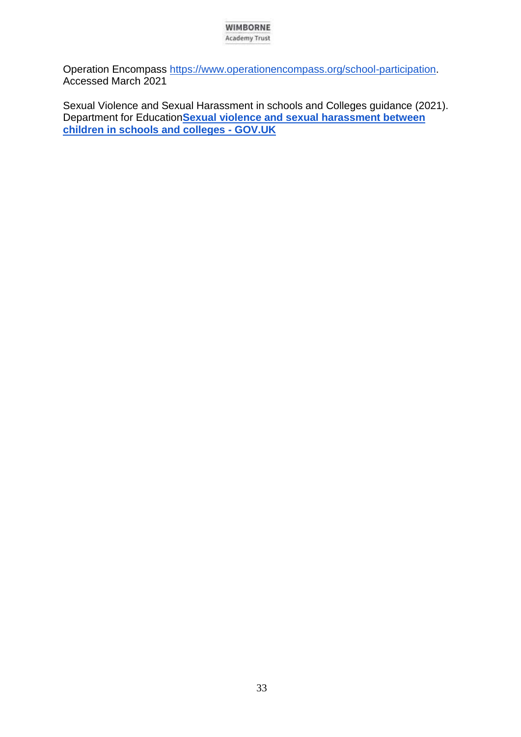Operation Encompass https://www.operationencompass.org/school-participation. Accessed March 2021

Sexual Violence and Sexual Harassment in schools and Colleges guidance (2021). Department for Education**Sexual violence and sexual harassment between children in schools and colleges - GOV.UK**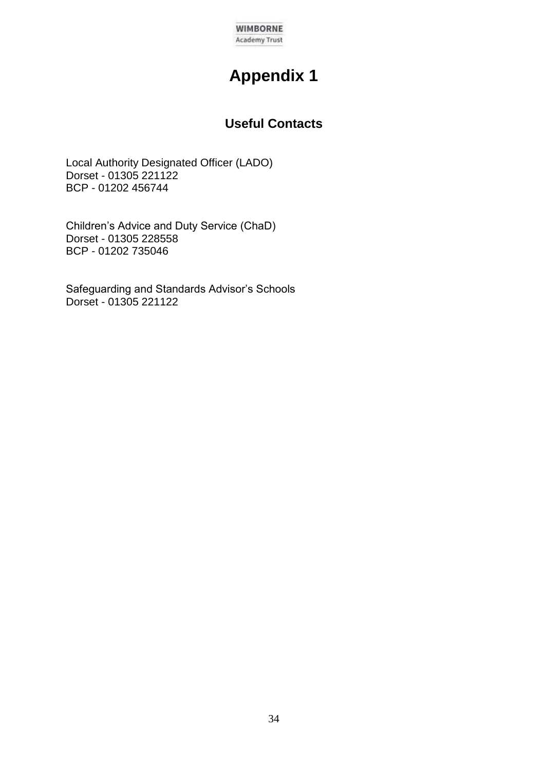# Appendix 1

## Useful Contacts

Local Authority Designated Officer (LADO)
Dorset - 01305 221122
BCP - 01202 456744

Children's Advice and Duty Service (ChaD)
Dorset - 01305 228558
BCP - 01202 735046

Safeguarding and Standards Advisor's Schools
Dorset - 01305 221122